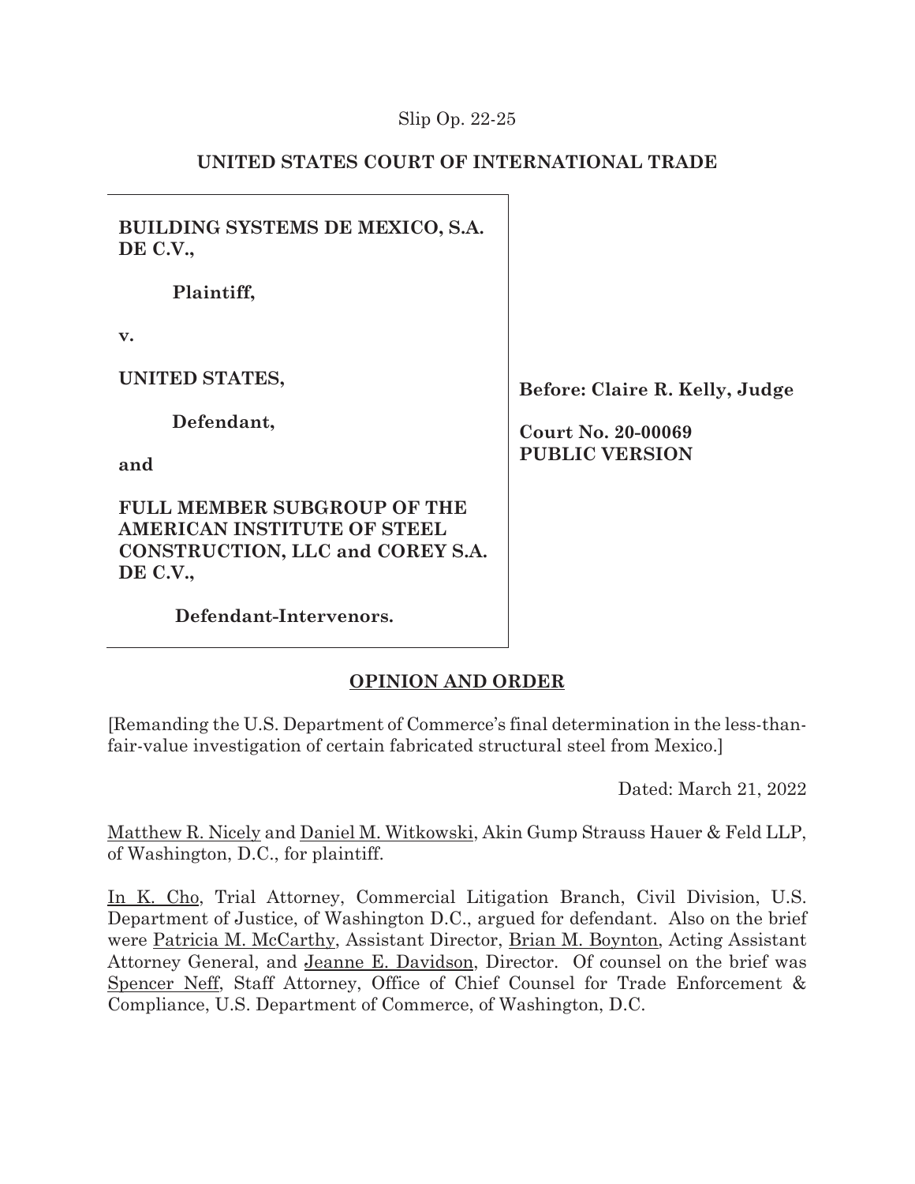Slip Op. 22-25

# UNITED STATES COURT OF INTERNATIONAL TRADE

**BUILDING SYSTEMS DE MEXICO, S.A. DE C.V.,**

**Plaintiff,**

**v.**

**UNITED STATES,**

**Defendant,**

**and**

**FULL MEMBER SUBGROUP OF THE AMERICAN INSTITUTE OF STEEL CONSTRUCTION, LLC and COREY S.A. DE C.V.,**

**Defendant-Intervenors.**

**Before: Claire R. Kelly, Judge**

**Court No. 20-00069**
**PUBLIC VERSION**

## OPINION AND ORDER

[Remanding the U.S. Department of Commerce's final determination in the less-than-fair-value investigation of certain fabricated structural steel from Mexico.]

Dated: March 21, 2022

Matthew R. Nicely and Daniel M. Witkowski, Akin Gump Strauss Hauer & Feld LLP, of Washington, D.C., for plaintiff.

In K. Cho, Trial Attorney, Commercial Litigation Branch, Civil Division, U.S. Department of Justice, of Washington D.C., argued for defendant. Also on the brief were Patricia M. McCarthy, Assistant Director, Brian M. Boynton, Acting Assistant Attorney General, and Jeanne E. Davidson, Director. Of counsel on the brief was Spencer Neff, Staff Attorney, Office of Chief Counsel for Trade Enforcement & Compliance, U.S. Department of Commerce, of Washington, D.C.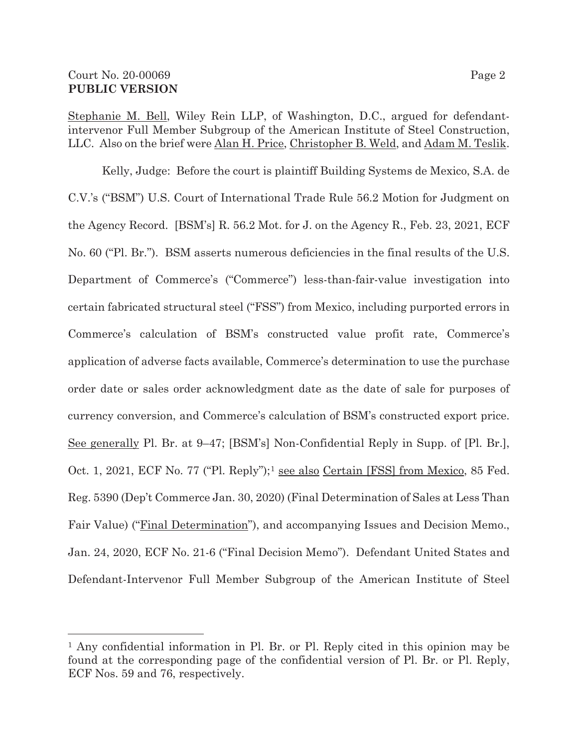Stephanie M. Bell, Wiley Rein LLP, of Washington, D.C., argued for defendant-intervenor Full Member Subgroup of the American Institute of Steel Construction, LLC. Also on the brief were Alan H. Price, Christopher B. Weld, and Adam M. Teslik.

Kelly, Judge: Before the court is plaintiff Building Systems de Mexico, S.A. de C.V.'s ("BSM") U.S. Court of International Trade Rule 56.2 Motion for Judgment on the Agency Record. [BSM's] R. 56.2 Mot. for J. on the Agency R., Feb. 23, 2021, ECF No. 60 ("Pl. Br."). BSM asserts numerous deficiencies in the final results of the U.S. Department of Commerce's ("Commerce") less-than-fair-value investigation into certain fabricated structural steel ("FSS") from Mexico, including purported errors in Commerce's calculation of BSM's constructed value profit rate, Commerce's application of adverse facts available, Commerce's determination to use the purchase order date or sales order acknowledgment date as the date of sale for purposes of currency conversion, and Commerce's calculation of BSM's constructed export price. See generally Pl. Br. at 9–47; [BSM's] Non-Confidential Reply in Supp. of [Pl. Br.], Oct. 1, 2021, ECF No. 77 ("Pl. Reply");[1] see also Certain [FSS] from Mexico, 85 Fed. Reg. 5390 (Dep't Commerce Jan. 30, 2020) (Final Determination of Sales at Less Than Fair Value) ("Final Determination"), and accompanying Issues and Decision Memo., Jan. 24, 2020, ECF No. 21-6 ("Final Decision Memo"). Defendant United States and Defendant-Intervenor Full Member Subgroup of the American Institute of Steel

[1] Any confidential information in Pl. Br. or Pl. Reply cited in this opinion may be found at the corresponding page of the confidential version of Pl. Br. or Pl. Reply, ECF Nos. 59 and 76, respectively.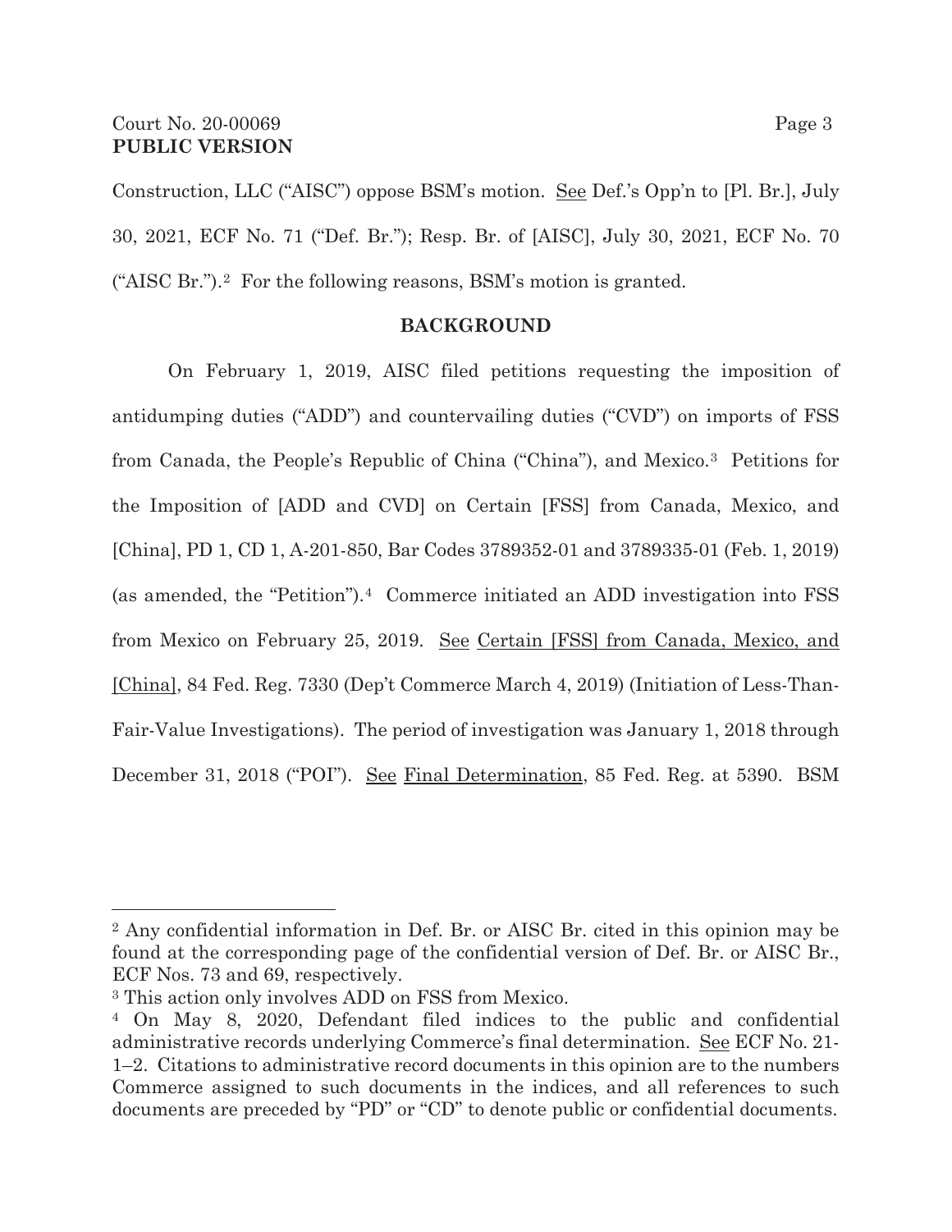Construction, LLC ("AISC") oppose BSM's motion. See Def.'s Opp'n to [Pl. Br.], July 30, 2021, ECF No. 71 ("Def. Br."); Resp. Br. of [AISC], July 30, 2021, ECF No. 70 ("AISC Br.").[2] For the following reasons, BSM's motion is granted.

## BACKGROUND

On February 1, 2019, AISC filed petitions requesting the imposition of antidumping duties ("ADD") and countervailing duties ("CVD") on imports of FSS from Canada, the People's Republic of China ("China"), and Mexico.[3] Petitions for the Imposition of [ADD and CVD] on Certain [FSS] from Canada, Mexico, and [China], PD 1, CD 1, A-201-850, Bar Codes 3789352-01 and 3789335-01 (Feb. 1, 2019) (as amended, the "Petition").[4] Commerce initiated an ADD investigation into FSS from Mexico on February 25, 2019. See Certain [FSS] from Canada, Mexico, and [China], 84 Fed. Reg. 7330 (Dep't Commerce March 4, 2019) (Initiation of Less-Than-Fair-Value Investigations). The period of investigation was January 1, 2018 through December 31, 2018 ("POI"). See Final Determination, 85 Fed. Reg. at 5390. BSM

---

[2] Any confidential information in Def. Br. or AISC Br. cited in this opinion may be found at the corresponding page of the confidential version of Def. Br. or AISC Br., ECF Nos. 73 and 69, respectively.

[3] This action only involves ADD on FSS from Mexico.

[4] On May 8, 2020, Defendant filed indices to the public and confidential administrative records underlying Commerce's final determination. See ECF No. 21-1–2. Citations to administrative record documents in this opinion are to the numbers Commerce assigned to such documents in the indices, and all references to such documents are preceded by "PD" or "CD" to denote public or confidential documents.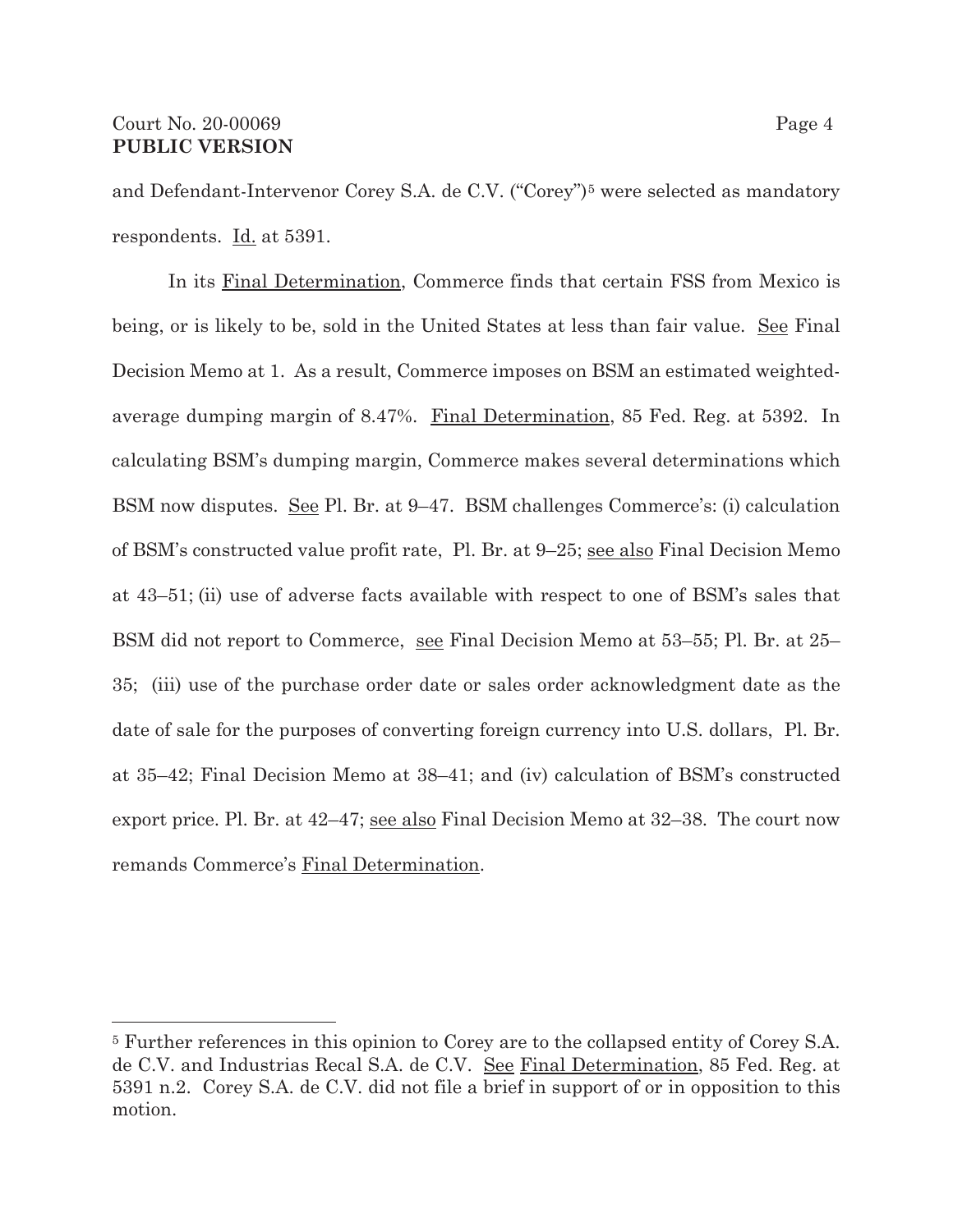and Defendant-Intervenor Corey S.A. de C.V. ("Corey")[5] were selected as mandatory respondents. Id. at 5391.

In its Final Determination, Commerce finds that certain FSS from Mexico is being, or is likely to be, sold in the United States at less than fair value. See Final Decision Memo at 1. As a result, Commerce imposes on BSM an estimated weighted-average dumping margin of 8.47%. Final Determination, 85 Fed. Reg. at 5392. In calculating BSM's dumping margin, Commerce makes several determinations which BSM now disputes. See Pl. Br. at 9–47. BSM challenges Commerce's: (i) calculation of BSM's constructed value profit rate, Pl. Br. at 9–25; see also Final Decision Memo at 43–51; (ii) use of adverse facts available with respect to one of BSM's sales that BSM did not report to Commerce, see Final Decision Memo at 53–55; Pl. Br. at 25–35; (iii) use of the purchase order date or sales order acknowledgment date as the date of sale for the purposes of converting foreign currency into U.S. dollars, Pl. Br. at 35–42; Final Decision Memo at 38–41; and (iv) calculation of BSM's constructed export price. Pl. Br. at 42–47; see also Final Decision Memo at 32–38. The court now remands Commerce's Final Determination.

[5] Further references in this opinion to Corey are to the collapsed entity of Corey S.A. de C.V. and Industrias Recal S.A. de C.V. See Final Determination, 85 Fed. Reg. at 5391 n.2. Corey S.A. de C.V. did not file a brief in support of or in opposition to this motion.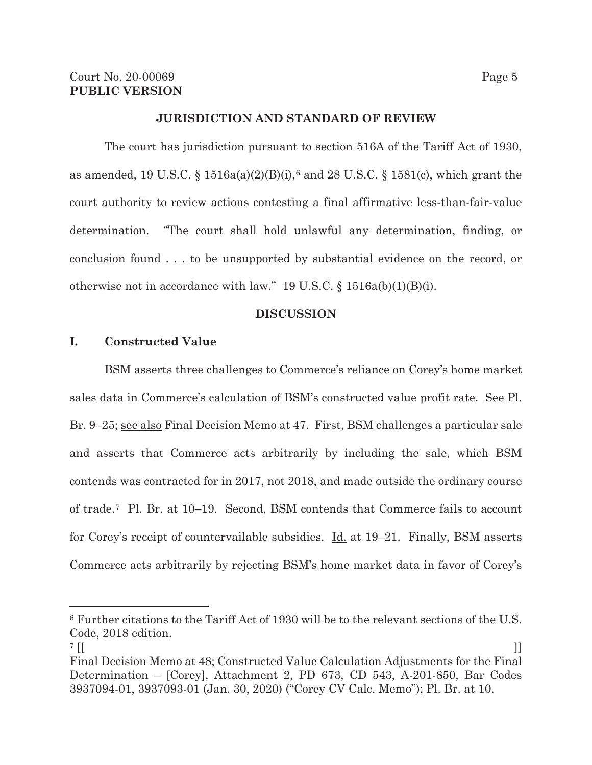## JURISDICTION AND STANDARD OF REVIEW

The court has jurisdiction pursuant to section 516A of the Tariff Act of 1930, as amended, 19 U.S.C. § 1516a(a)(2)(B)(i),[6] and 28 U.S.C. § 1581(c), which grant the court authority to review actions contesting a final affirmative less-than-fair-value determination. "The court shall hold unlawful any determination, finding, or conclusion found . . . to be unsupported by substantial evidence on the record, or otherwise not in accordance with law." 19 U.S.C. § 1516a(b)(1)(B)(i).

## DISCUSSION

### I. Constructed Value

BSM asserts three challenges to Commerce's reliance on Corey's home market sales data in Commerce's calculation of BSM's constructed value profit rate. See Pl. Br. 9–25; see also Final Decision Memo at 47. First, BSM challenges a particular sale and asserts that Commerce acts arbitrarily by including the sale, which BSM contends was contracted for in 2017, not 2018, and made outside the ordinary course of trade.[7] Pl. Br. at 10–19. Second, BSM contends that Commerce fails to account for Corey's receipt of countervailable subsidies. Id. at 19–21. Finally, BSM asserts Commerce acts arbitrarily by rejecting BSM's home market data in favor of Corey's

---

[6] Further citations to the Tariff Act of 1930 will be to the relevant sections of the U.S. Code, 2018 edition.

[7] [[ ]] Final Decision Memo at 48; Constructed Value Calculation Adjustments for the Final Determination – [Corey], Attachment 2, PD 673, CD 543, A-201-850, Bar Codes 3937094-01, 3937093-01 (Jan. 30, 2020) ("Corey CV Calc. Memo"); Pl. Br. at 10.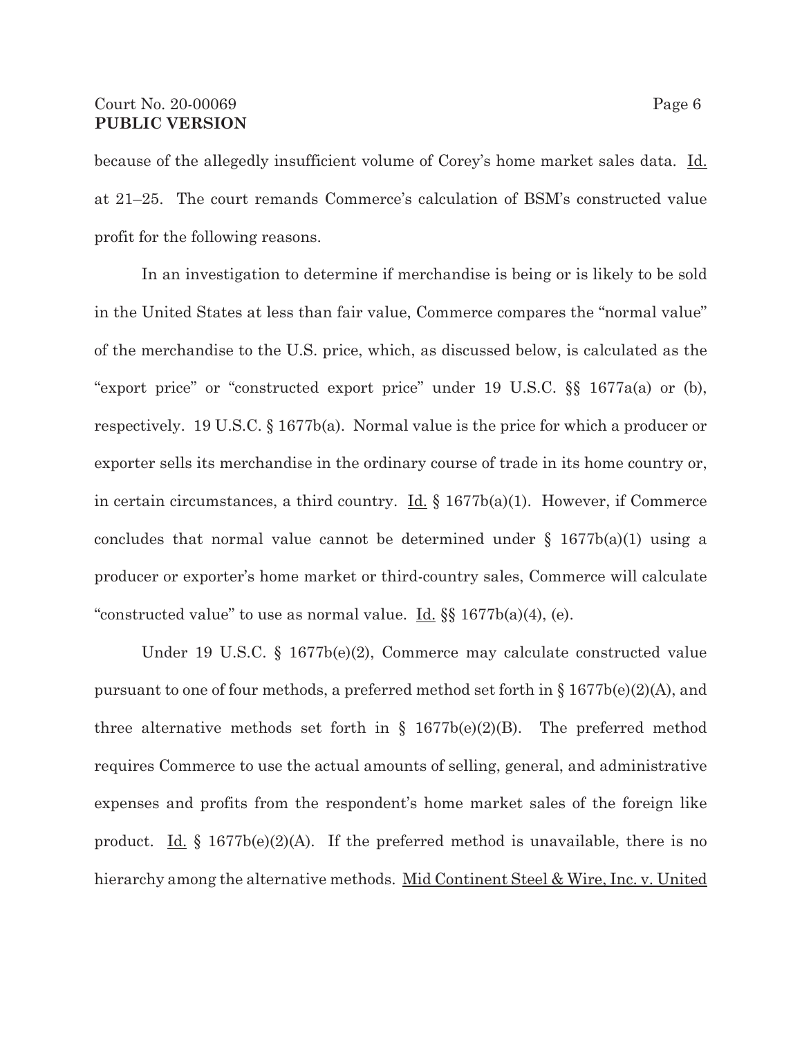because of the allegedly insufficient volume of Corey's home market sales data. Id. at 21–25. The court remands Commerce's calculation of BSM's constructed value profit for the following reasons.

In an investigation to determine if merchandise is being or is likely to be sold in the United States at less than fair value, Commerce compares the "normal value" of the merchandise to the U.S. price, which, as discussed below, is calculated as the "export price" or "constructed export price" under 19 U.S.C. §§ 1677a(a) or (b), respectively. 19 U.S.C. § 1677b(a). Normal value is the price for which a producer or exporter sells its merchandise in the ordinary course of trade in its home country or, in certain circumstances, a third country. Id. § 1677b(a)(1). However, if Commerce concludes that normal value cannot be determined under § 1677b(a)(1) using a producer or exporter's home market or third-country sales, Commerce will calculate "constructed value" to use as normal value. Id. §§ 1677b(a)(4), (e).

Under 19 U.S.C. § 1677b(e)(2), Commerce may calculate constructed value pursuant to one of four methods, a preferred method set forth in § 1677b(e)(2)(A), and three alternative methods set forth in § 1677b(e)(2)(B). The preferred method requires Commerce to use the actual amounts of selling, general, and administrative expenses and profits from the respondent's home market sales of the foreign like product. Id. § 1677b(e)(2)(A). If the preferred method is unavailable, there is no hierarchy among the alternative methods. Mid Continent Steel & Wire, Inc. v. United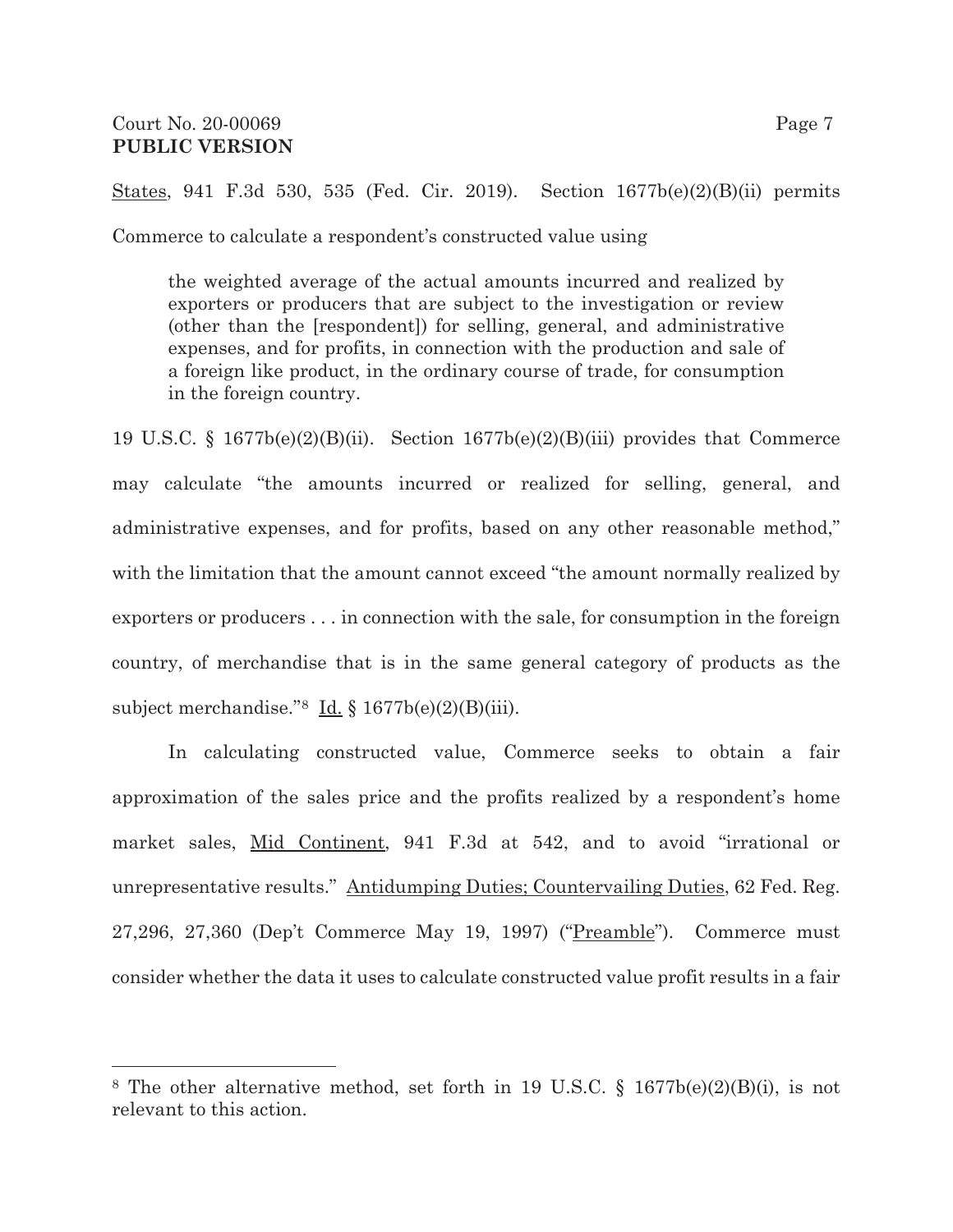States, 941 F.3d 530, 535 (Fed. Cir. 2019). Section 1677b(e)(2)(B)(ii) permits Commerce to calculate a respondent's constructed value using

> the weighted average of the actual amounts incurred and realized by exporters or producers that are subject to the investigation or review (other than the [respondent]) for selling, general, and administrative expenses, and for profits, in connection with the production and sale of a foreign like product, in the ordinary course of trade, for consumption in the foreign country.

19 U.S.C. § 1677b(e)(2)(B)(ii). Section 1677b(e)(2)(B)(iii) provides that Commerce may calculate "the amounts incurred or realized for selling, general, and administrative expenses, and for profits, based on any other reasonable method," with the limitation that the amount cannot exceed "the amount normally realized by exporters or producers . . . in connection with the sale, for consumption in the foreign country, of merchandise that is in the same general category of products as the subject merchandise."[8] Id. § 1677b(e)(2)(B)(iii).

In calculating constructed value, Commerce seeks to obtain a fair approximation of the sales price and the profits realized by a respondent's home market sales, Mid Continent, 941 F.3d at 542, and to avoid "irrational or unrepresentative results." Antidumping Duties; Countervailing Duties, 62 Fed. Reg. 27,296, 27,360 (Dep't Commerce May 19, 1997) ("Preamble"). Commerce must consider whether the data it uses to calculate constructed value profit results in a fair

---

[8] The other alternative method, set forth in 19 U.S.C. § 1677b(e)(2)(B)(i), is not relevant to this action.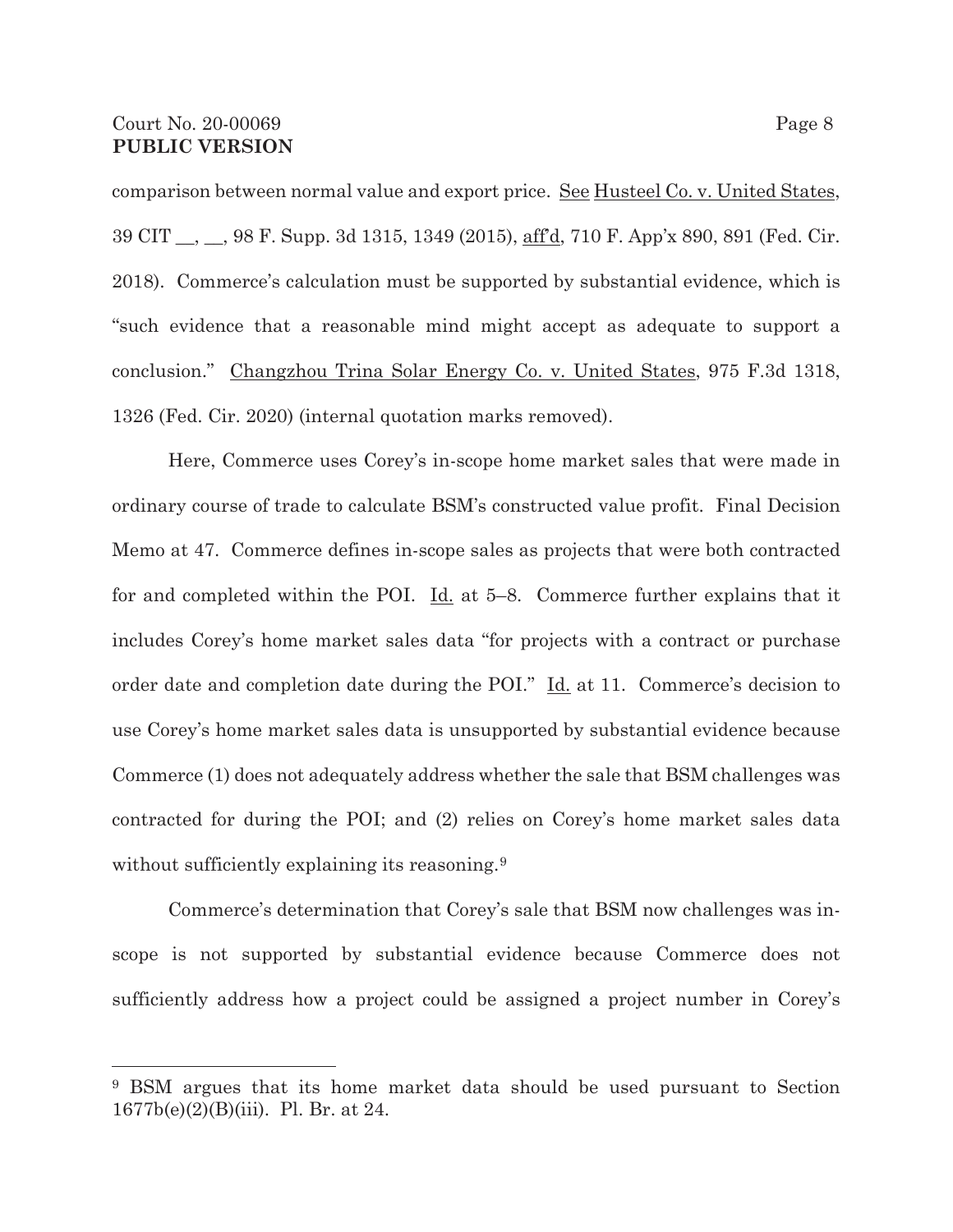comparison between normal value and export price. See Husteel Co. v. United States, 39 CIT __, __, 98 F. Supp. 3d 1315, 1349 (2015), aff'd, 710 F. App'x 890, 891 (Fed. Cir. 2018). Commerce's calculation must be supported by substantial evidence, which is "such evidence that a reasonable mind might accept as adequate to support a conclusion." Changzhou Trina Solar Energy Co. v. United States, 975 F.3d 1318, 1326 (Fed. Cir. 2020) (internal quotation marks removed).

Here, Commerce uses Corey's in-scope home market sales that were made in ordinary course of trade to calculate BSM's constructed value profit. Final Decision Memo at 47. Commerce defines in-scope sales as projects that were both contracted for and completed within the POI. Id. at 5–8. Commerce further explains that it includes Corey's home market sales data "for projects with a contract or purchase order date and completion date during the POI." Id. at 11. Commerce's decision to use Corey's home market sales data is unsupported by substantial evidence because Commerce (1) does not adequately address whether the sale that BSM challenges was contracted for during the POI; and (2) relies on Corey's home market sales data without sufficiently explaining its reasoning.[9]

Commerce's determination that Corey's sale that BSM now challenges was in-scope is not supported by substantial evidence because Commerce does not sufficiently address how a project could be assigned a project number in Corey's

---

[9] BSM argues that its home market data should be used pursuant to Section 1677b(e)(2)(B)(iii). Pl. Br. at 24.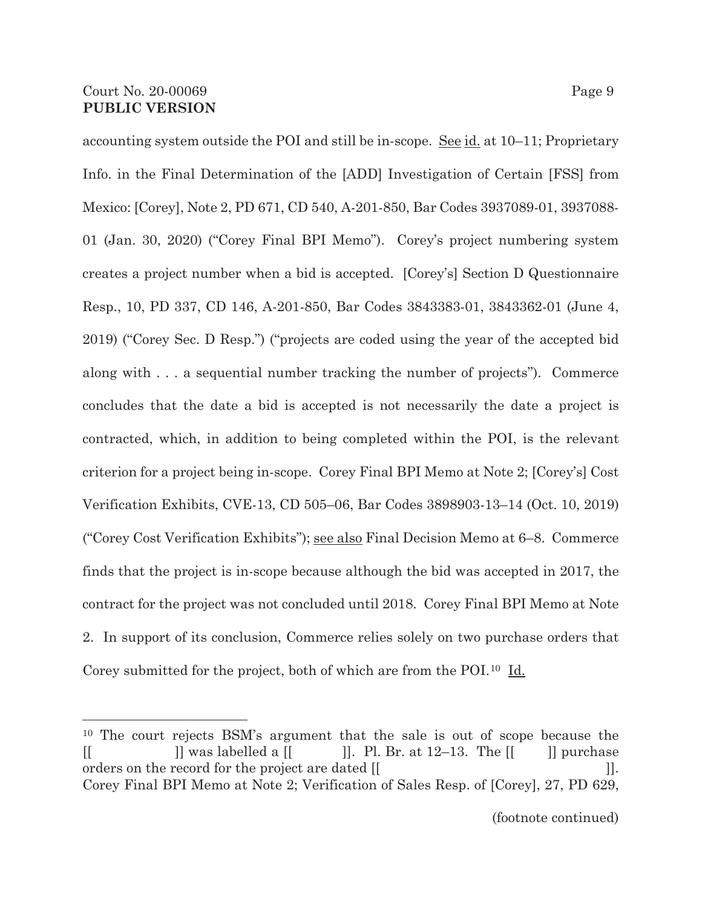accounting system outside the POI and still be in-scope. See id. at 10–11; Proprietary Info. in the Final Determination of the [ADD] Investigation of Certain [FSS] from Mexico: [Corey], Note 2, PD 671, CD 540, A-201-850, Bar Codes 3937089-01, 3937088-01 (Jan. 30, 2020) ("Corey Final BPI Memo"). Corey's project numbering system creates a project number when a bid is accepted. [Corey's] Section D Questionnaire Resp., 10, PD 337, CD 146, A-201-850, Bar Codes 3843383-01, 3843362-01 (June 4, 2019) ("Corey Sec. D Resp.") ("projects are coded using the year of the accepted bid along with . . . a sequential number tracking the number of projects"). Commerce concludes that the date a bid is accepted is not necessarily the date a project is contracted, which, in addition to being completed within the POI, is the relevant criterion for a project being in-scope. Corey Final BPI Memo at Note 2; [Corey's] Cost Verification Exhibits, CVE-13, CD 505–06, Bar Codes 3898903-13–14 (Oct. 10, 2019) ("Corey Cost Verification Exhibits"); see also Final Decision Memo at 6–8. Commerce finds that the project is in-scope because although the bid was accepted in 2017, the contract for the project was not concluded until 2018. Corey Final BPI Memo at Note 2. In support of its conclusion, Commerce relies solely on two purchase orders that Corey submitted for the project, both of which are from the POI.[10] Id.

---

[10] The court rejects BSM's argument that the sale is out of scope because the [[ ]] was labelled a [[ ]]. Pl. Br. at 12–13. The [[ ]] purchase orders on the record for the project are dated [[ ]]. Corey Final BPI Memo at Note 2; Verification of Sales Resp. of [Corey], 27, PD 629,

(footnote continued)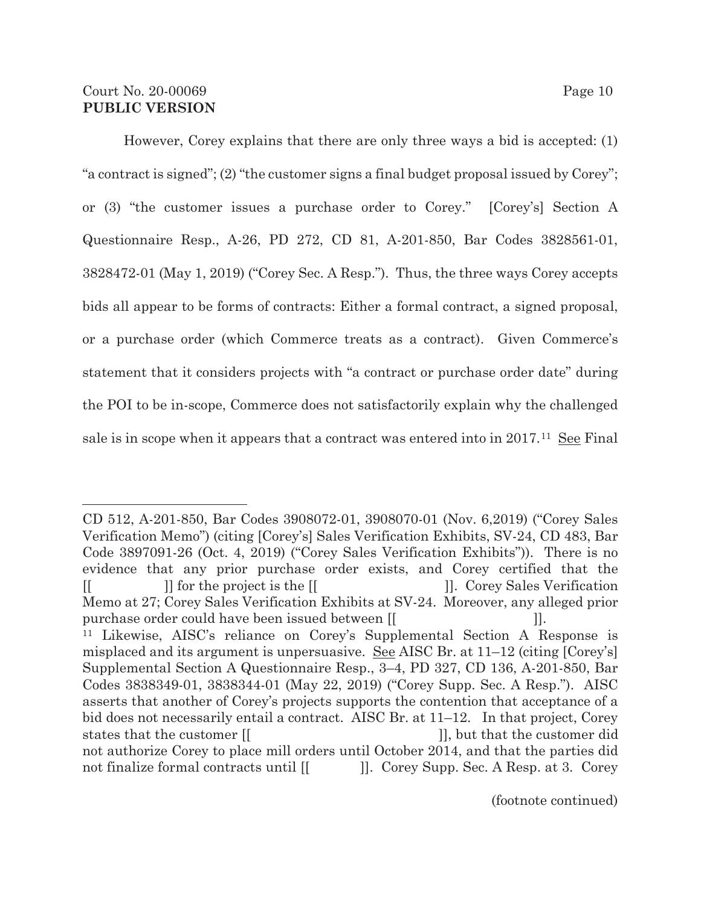However, Corey explains that there are only three ways a bid is accepted: (1) "a contract is signed"; (2) "the customer signs a final budget proposal issued by Corey"; or (3) "the customer issues a purchase order to Corey." [Corey's] Section A Questionnaire Resp., A-26, PD 272, CD 81, A-201-850, Bar Codes 3828561-01, 3828472-01 (May 1, 2019) ("Corey Sec. A Resp."). Thus, the three ways Corey accepts bids all appear to be forms of contracts: Either a formal contract, a signed proposal, or a purchase order (which Commerce treats as a contract). Given Commerce's statement that it considers projects with "a contract or purchase order date" during the POI to be in-scope, Commerce does not satisfactorily explain why the challenged sale is in scope when it appears that a contract was entered into in 2017.[11] See Final

---

CD 512, A-201-850, Bar Codes 3908072-01, 3908070-01 (Nov. 6,2019) ("Corey Sales Verification Memo") (citing [Corey's] Sales Verification Exhibits, SV-24, CD 483, Bar Code 3897091-26 (Oct. 4, 2019) ("Corey Sales Verification Exhibits")). There is no evidence that any prior purchase order exists, and Corey certified that the [[ ]] for the project is the [[ ]]. Corey Sales Verification Memo at 27; Corey Sales Verification Exhibits at SV-24. Moreover, any alleged prior purchase order could have been issued between [[ ]].

[11] Likewise, AISC's reliance on Corey's Supplemental Section A Response is misplaced and its argument is unpersuasive. See AISC Br. at 11–12 (citing [Corey's] Supplemental Section A Questionnaire Resp., 3–4, PD 327, CD 136, A-201-850, Bar Codes 3838349-01, 3838344-01 (May 22, 2019) ("Corey Supp. Sec. A Resp."). AISC asserts that another of Corey's projects supports the contention that acceptance of a bid does not necessarily entail a contract. AISC Br. at 11–12. In that project, Corey states that the customer [[ ]], but that the customer did not authorize Corey to place mill orders until October 2014, and that the parties did not finalize formal contracts until [[ ]]. Corey Supp. Sec. A Resp. at 3. Corey

(footnote continued)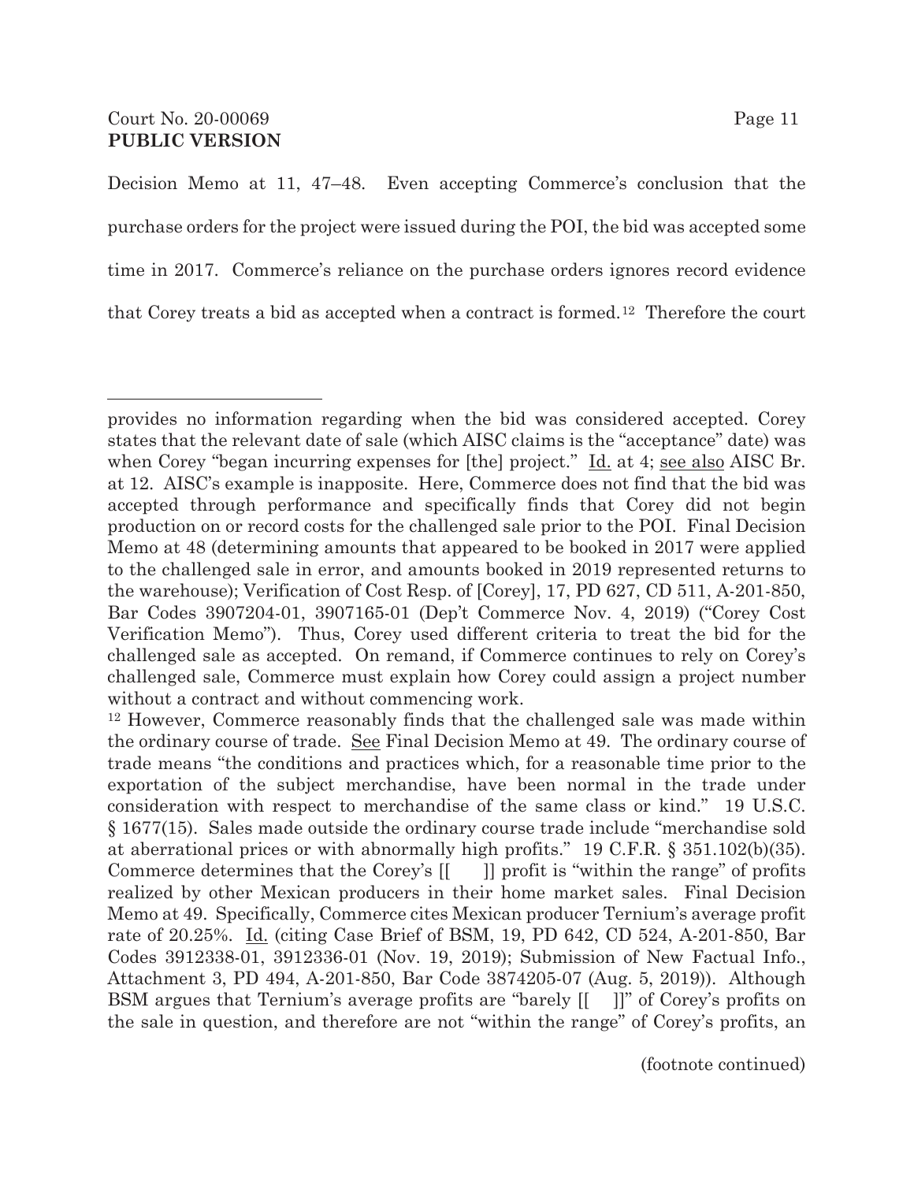Decision Memo at 11, 47–48. Even accepting Commerce's conclusion that the purchase orders for the project were issued during the POI, the bid was accepted some time in 2017. Commerce's reliance on the purchase orders ignores record evidence that Corey treats a bid as accepted when a contract is formed.[12] Therefore the court

---

provides no information regarding when the bid was considered accepted. Corey states that the relevant date of sale (which AISC claims is the "acceptance" date) was when Corey "began incurring expenses for [the] project." Id. at 4; see also AISC Br. at 12. AISC's example is inapposite. Here, Commerce does not find that the bid was accepted through performance and specifically finds that Corey did not begin production on or record costs for the challenged sale prior to the POI. Final Decision Memo at 48 (determining amounts that appeared to be booked in 2017 were applied to the challenged sale in error, and amounts booked in 2019 represented returns to the warehouse); Verification of Cost Resp. of [Corey], 17, PD 627, CD 511, A-201-850, Bar Codes 3907204-01, 3907165-01 (Dep't Commerce Nov. 4, 2019) ("Corey Cost Verification Memo"). Thus, Corey used different criteria to treat the bid for the challenged sale as accepted. On remand, if Commerce continues to rely on Corey's challenged sale, Commerce must explain how Corey could assign a project number without a contract and without commencing work.

[12] However, Commerce reasonably finds that the challenged sale was made within the ordinary course of trade. See Final Decision Memo at 49. The ordinary course of trade means "the conditions and practices which, for a reasonable time prior to the exportation of the subject merchandise, have been normal in the trade under consideration with respect to merchandise of the same class or kind." 19 U.S.C. § 1677(15). Sales made outside the ordinary course trade include "merchandise sold at aberrational prices or with abnormally high profits." 19 C.F.R. § 351.102(b)(35). Commerce determines that the Corey's [[ ]] profit is "within the range" of profits realized by other Mexican producers in their home market sales. Final Decision Memo at 49. Specifically, Commerce cites Mexican producer Ternium's average profit rate of 20.25%. Id. (citing Case Brief of BSM, 19, PD 642, CD 524, A-201-850, Bar Codes 3912338-01, 3912336-01 (Nov. 19, 2019); Submission of New Factual Info., Attachment 3, PD 494, A-201-850, Bar Code 3874205-07 (Aug. 5, 2019)). Although BSM argues that Ternium's average profits are "barely [[ ]]" of Corey's profits on the sale in question, and therefore are not "within the range" of Corey's profits, an

(footnote continued)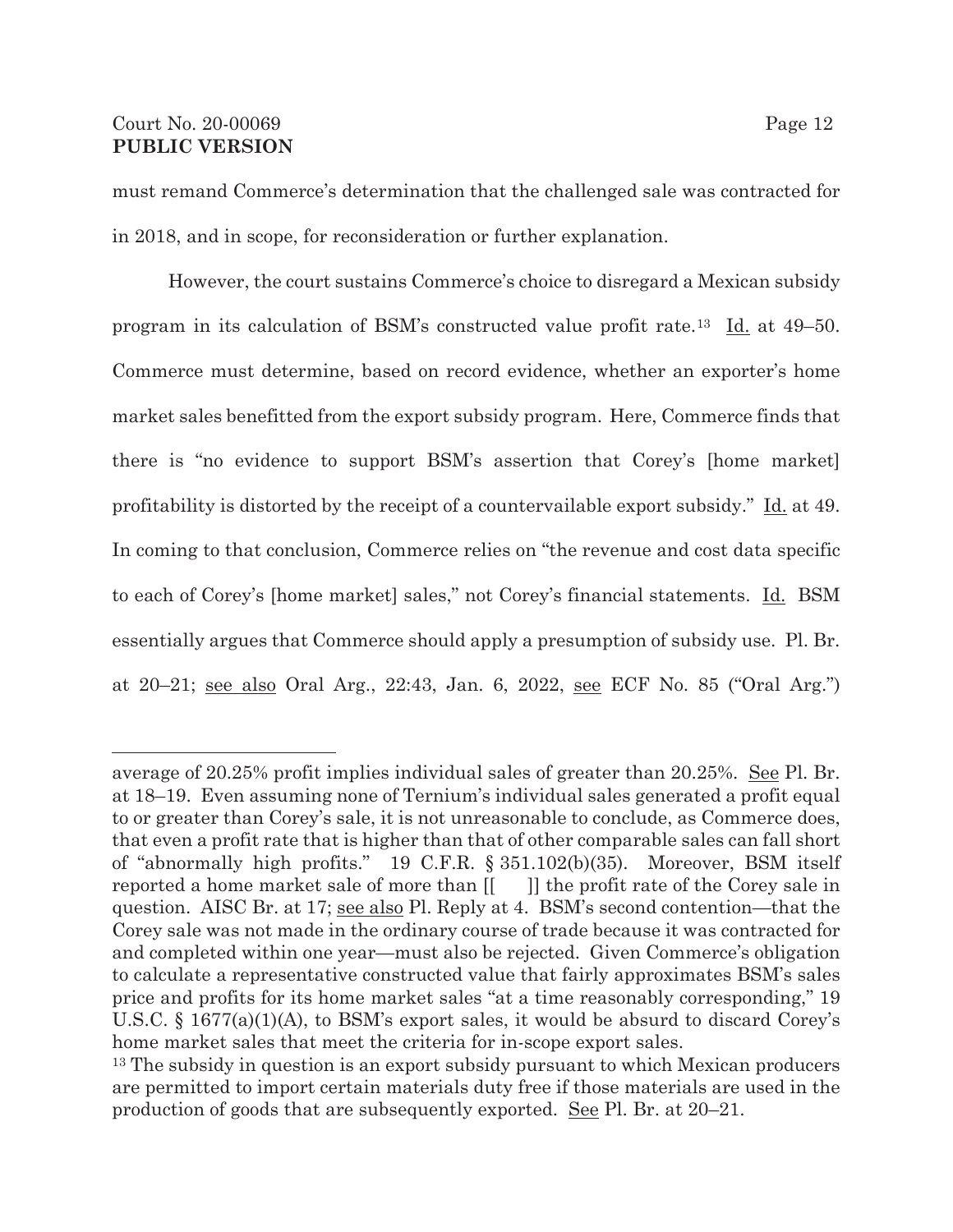must remand Commerce's determination that the challenged sale was contracted for in 2018, and in scope, for reconsideration or further explanation.

However, the court sustains Commerce's choice to disregard a Mexican subsidy program in its calculation of BSM's constructed value profit rate.[13] Id. at 49–50. Commerce must determine, based on record evidence, whether an exporter's home market sales benefitted from the export subsidy program. Here, Commerce finds that there is "no evidence to support BSM's assertion that Corey's [home market] profitability is distorted by the receipt of a countervailable export subsidy." Id. at 49. In coming to that conclusion, Commerce relies on "the revenue and cost data specific to each of Corey's [home market] sales," not Corey's financial statements. Id. BSM essentially argues that Commerce should apply a presumption of subsidy use. Pl. Br. at 20–21; see also Oral Arg., 22:43, Jan. 6, 2022, see ECF No. 85 ("Oral Arg.")

---

average of 20.25% profit implies individual sales of greater than 20.25%. See Pl. Br. at 18–19. Even assuming none of Ternium's individual sales generated a profit equal to or greater than Corey's sale, it is not unreasonable to conclude, as Commerce does, that even a profit rate that is higher than that of other comparable sales can fall short of "abnormally high profits." 19 C.F.R. § 351.102(b)(35). Moreover, BSM itself reported a home market sale of more than [[ ]] the profit rate of the Corey sale in question. AISC Br. at 17; see also Pl. Reply at 4. BSM's second contention—that the Corey sale was not made in the ordinary course of trade because it was contracted for and completed within one year—must also be rejected. Given Commerce's obligation to calculate a representative constructed value that fairly approximates BSM's sales price and profits for its home market sales "at a time reasonably corresponding," 19 U.S.C. § 1677(a)(1)(A), to BSM's export sales, it would be absurd to discard Corey's home market sales that meet the criteria for in-scope export sales.

[13] The subsidy in question is an export subsidy pursuant to which Mexican producers are permitted to import certain materials duty free if those materials are used in the production of goods that are subsequently exported. See Pl. Br. at 20–21.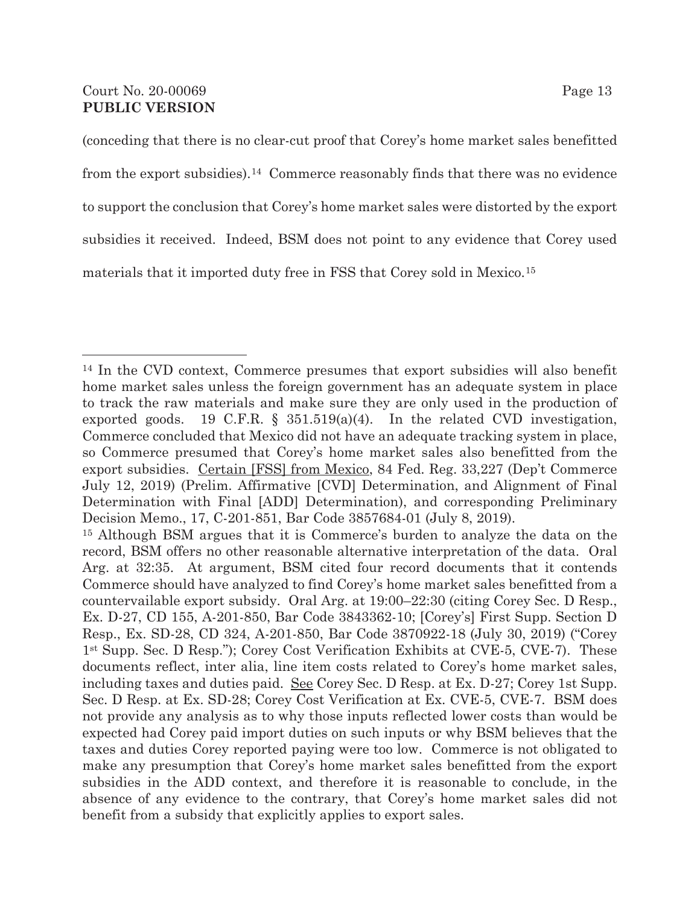(conceding that there is no clear-cut proof that Corey's home market sales benefitted from the export subsidies).[14] Commerce reasonably finds that there was no evidence to support the conclusion that Corey's home market sales were distorted by the export subsidies it received. Indeed, BSM does not point to any evidence that Corey used materials that it imported duty free in FSS that Corey sold in Mexico.[15]

---

[14] In the CVD context, Commerce presumes that export subsidies will also benefit home market sales unless the foreign government has an adequate system in place to track the raw materials and make sure they are only used in the production of exported goods. 19 C.F.R. § 351.519(a)(4). In the related CVD investigation, Commerce concluded that Mexico did not have an adequate tracking system in place, so Commerce presumed that Corey's home market sales also benefitted from the export subsidies. Certain [FSS] from Mexico, 84 Fed. Reg. 33,227 (Dep't Commerce July 12, 2019) (Prelim. Affirmative [CVD] Determination, and Alignment of Final Determination with Final [ADD] Determination), and corresponding Preliminary Decision Memo., 17, C-201-851, Bar Code 3857684-01 (July 8, 2019).

[15] Although BSM argues that it is Commerce's burden to analyze the data on the record, BSM offers no other reasonable alternative interpretation of the data. Oral Arg. at 32:35. At argument, BSM cited four record documents that it contends Commerce should have analyzed to find Corey's home market sales benefitted from a countervailable export subsidy. Oral Arg. at 19:00–22:30 (citing Corey Sec. D Resp., Ex. D-27, CD 155, A-201-850, Bar Code 3843362-10; [Corey's] First Supp. Section D Resp., Ex. SD-28, CD 324, A-201-850, Bar Code 3870922-18 (July 30, 2019) ("Corey 1st Supp. Sec. D Resp."); Corey Cost Verification Exhibits at CVE-5, CVE-7). These documents reflect, inter alia, line item costs related to Corey's home market sales, including taxes and duties paid. See Corey Sec. D Resp. at Ex. D-27; Corey 1st Supp. Sec. D Resp. at Ex. SD-28; Corey Cost Verification at Ex. CVE-5, CVE-7. BSM does not provide any analysis as to why those inputs reflected lower costs than would be expected had Corey paid import duties on such inputs or why BSM believes that the taxes and duties Corey reported paying were too low. Commerce is not obligated to make any presumption that Corey's home market sales benefitted from the export subsidies in the ADD context, and therefore it is reasonable to conclude, in the absence of any evidence to the contrary, that Corey's home market sales did not benefit from a subsidy that explicitly applies to export sales.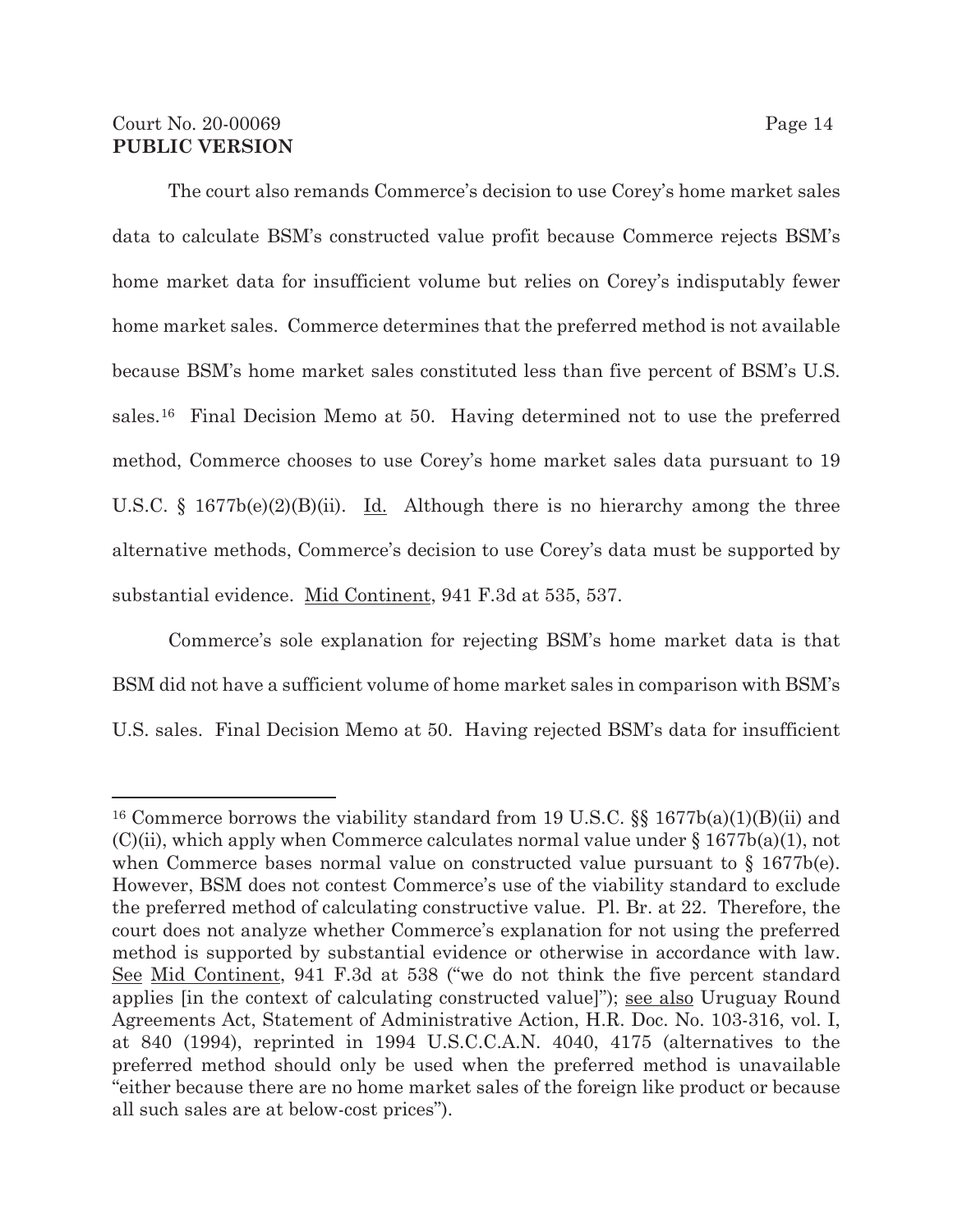The court also remands Commerce's decision to use Corey's home market sales data to calculate BSM's constructed value profit because Commerce rejects BSM's home market data for insufficient volume but relies on Corey's indisputably fewer home market sales. Commerce determines that the preferred method is not available because BSM's home market sales constituted less than five percent of BSM's U.S. sales.[16] Final Decision Memo at 50. Having determined not to use the preferred method, Commerce chooses to use Corey's home market sales data pursuant to 19 U.S.C. § 1677b(e)(2)(B)(ii). Id. Although there is no hierarchy among the three alternative methods, Commerce's decision to use Corey's data must be supported by substantial evidence. Mid Continent, 941 F.3d at 535, 537.

Commerce's sole explanation for rejecting BSM's home market data is that BSM did not have a sufficient volume of home market sales in comparison with BSM's U.S. sales. Final Decision Memo at 50. Having rejected BSM's data for insufficient

---

[16] Commerce borrows the viability standard from 19 U.S.C. §§ 1677b(a)(1)(B)(ii) and (C)(ii), which apply when Commerce calculates normal value under § 1677b(a)(1), not when Commerce bases normal value on constructed value pursuant to § 1677b(e). However, BSM does not contest Commerce's use of the viability standard to exclude the preferred method of calculating constructive value. Pl. Br. at 22. Therefore, the court does not analyze whether Commerce's explanation for not using the preferred method is supported by substantial evidence or otherwise in accordance with law. See Mid Continent, 941 F.3d at 538 ("we do not think the five percent standard applies [in the context of calculating constructed value]"); see also Uruguay Round Agreements Act, Statement of Administrative Action, H.R. Doc. No. 103-316, vol. I, at 840 (1994), reprinted in 1994 U.S.C.C.A.N. 4040, 4175 (alternatives to the preferred method should only be used when the preferred method is unavailable "either because there are no home market sales of the foreign like product or because all such sales are at below-cost prices").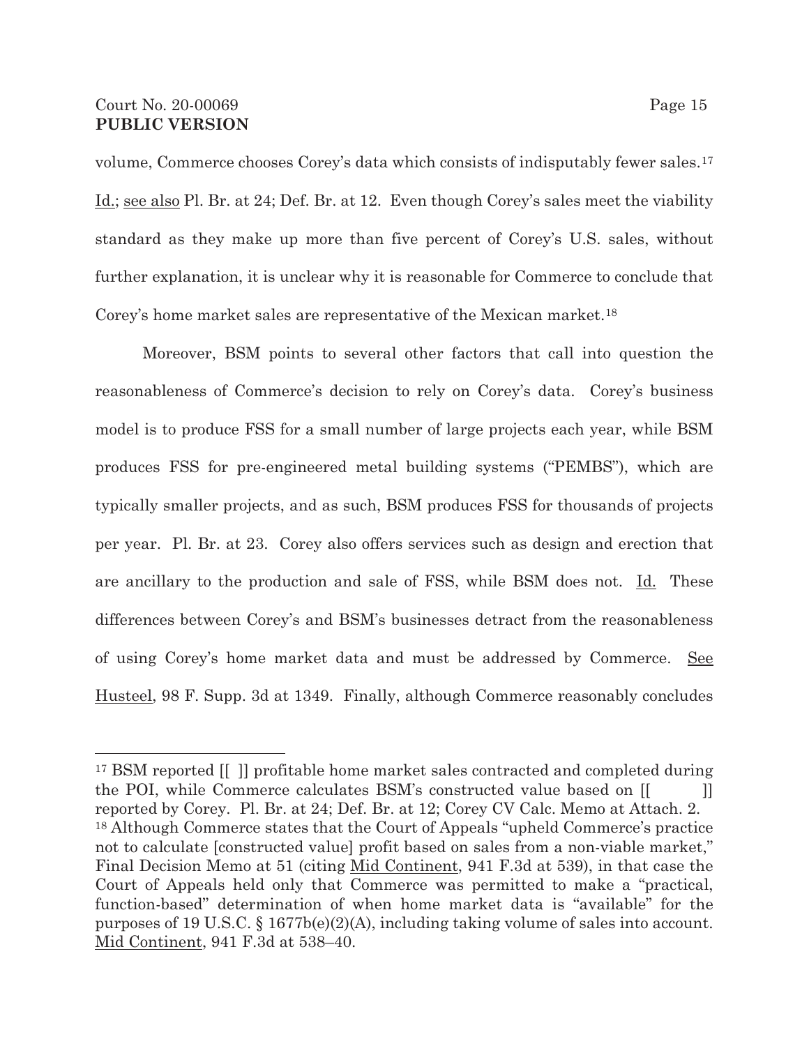volume, Commerce chooses Corey's data which consists of indisputably fewer sales.[17] Id.; see also Pl. Br. at 24; Def. Br. at 12. Even though Corey's sales meet the viability standard as they make up more than five percent of Corey's U.S. sales, without further explanation, it is unclear why it is reasonable for Commerce to conclude that Corey's home market sales are representative of the Mexican market.[18]

Moreover, BSM points to several other factors that call into question the reasonableness of Commerce's decision to rely on Corey's data. Corey's business model is to produce FSS for a small number of large projects each year, while BSM produces FSS for pre-engineered metal building systems ("PEMBS"), which are typically smaller projects, and as such, BSM produces FSS for thousands of projects per year. Pl. Br. at 23. Corey also offers services such as design and erection that are ancillary to the production and sale of FSS, while BSM does not. Id. These differences between Corey's and BSM's businesses detract from the reasonableness of using Corey's home market data and must be addressed by Commerce. See Husteel, 98 F. Supp. 3d at 1349. Finally, although Commerce reasonably concludes

---

[17] BSM reported [[ ]] profitable home market sales contracted and completed during the POI, while Commerce calculates BSM's constructed value based on [[ ]] reported by Corey. Pl. Br. at 24; Def. Br. at 12; Corey CV Calc. Memo at Attach. 2.

[18] Although Commerce states that the Court of Appeals "upheld Commerce's practice not to calculate [constructed value] profit based on sales from a non-viable market," Final Decision Memo at 51 (citing Mid Continent, 941 F.3d at 539), in that case the Court of Appeals held only that Commerce was permitted to make a "practical, function-based" determination of when home market data is "available" for the purposes of 19 U.S.C. § 1677b(e)(2)(A), including taking volume of sales into account. Mid Continent, 941 F.3d at 538–40.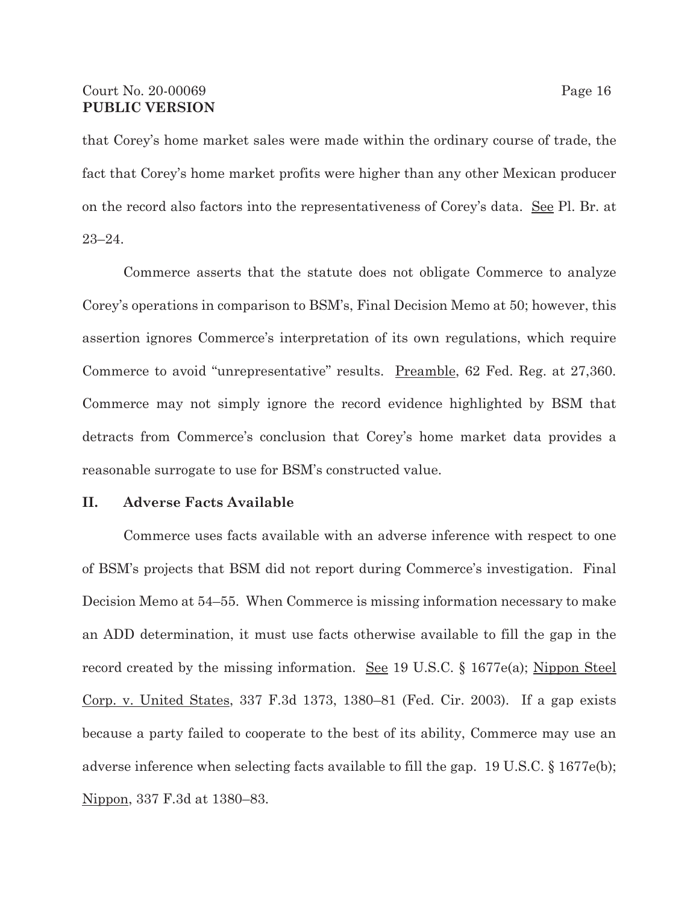that Corey's home market sales were made within the ordinary course of trade, the fact that Corey's home market profits were higher than any other Mexican producer on the record also factors into the representativeness of Corey's data. See Pl. Br. at 23–24.

Commerce asserts that the statute does not obligate Commerce to analyze Corey's operations in comparison to BSM's, Final Decision Memo at 50; however, this assertion ignores Commerce's interpretation of its own regulations, which require Commerce to avoid "unrepresentative" results. Preamble, 62 Fed. Reg. at 27,360. Commerce may not simply ignore the record evidence highlighted by BSM that detracts from Commerce's conclusion that Corey's home market data provides a reasonable surrogate to use for BSM's constructed value.

## II. Adverse Facts Available

Commerce uses facts available with an adverse inference with respect to one of BSM's projects that BSM did not report during Commerce's investigation. Final Decision Memo at 54–55. When Commerce is missing information necessary to make an ADD determination, it must use facts otherwise available to fill the gap in the record created by the missing information. See 19 U.S.C. § 1677e(a); Nippon Steel Corp. v. United States, 337 F.3d 1373, 1380–81 (Fed. Cir. 2003). If a gap exists because a party failed to cooperate to the best of its ability, Commerce may use an adverse inference when selecting facts available to fill the gap. 19 U.S.C. § 1677e(b); Nippon, 337 F.3d at 1380–83.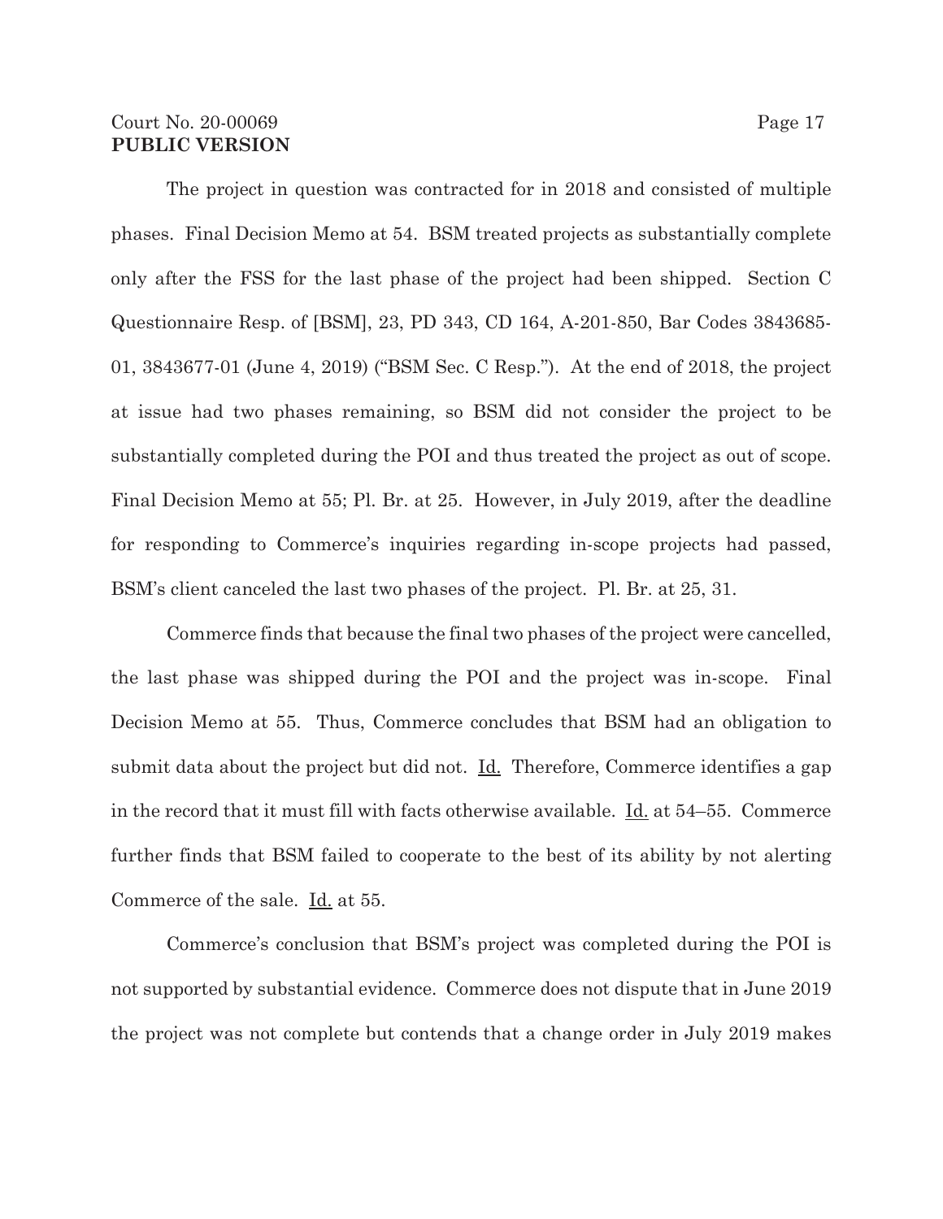The project in question was contracted for in 2018 and consisted of multiple phases. Final Decision Memo at 54. BSM treated projects as substantially complete only after the FSS for the last phase of the project had been shipped. Section C Questionnaire Resp. of [BSM], 23, PD 343, CD 164, A-201-850, Bar Codes 3843685-01, 3843677-01 (June 4, 2019) ("BSM Sec. C Resp."). At the end of 2018, the project at issue had two phases remaining, so BSM did not consider the project to be substantially completed during the POI and thus treated the project as out of scope. Final Decision Memo at 55; Pl. Br. at 25. However, in July 2019, after the deadline for responding to Commerce's inquiries regarding in-scope projects had passed, BSM's client canceled the last two phases of the project. Pl. Br. at 25, 31.

Commerce finds that because the final two phases of the project were cancelled, the last phase was shipped during the POI and the project was in-scope. Final Decision Memo at 55. Thus, Commerce concludes that BSM had an obligation to submit data about the project but did not. Id. Therefore, Commerce identifies a gap in the record that it must fill with facts otherwise available. Id. at 54–55. Commerce further finds that BSM failed to cooperate to the best of its ability by not alerting Commerce of the sale. Id. at 55.

Commerce's conclusion that BSM's project was completed during the POI is not supported by substantial evidence. Commerce does not dispute that in June 2019 the project was not complete but contends that a change order in July 2019 makes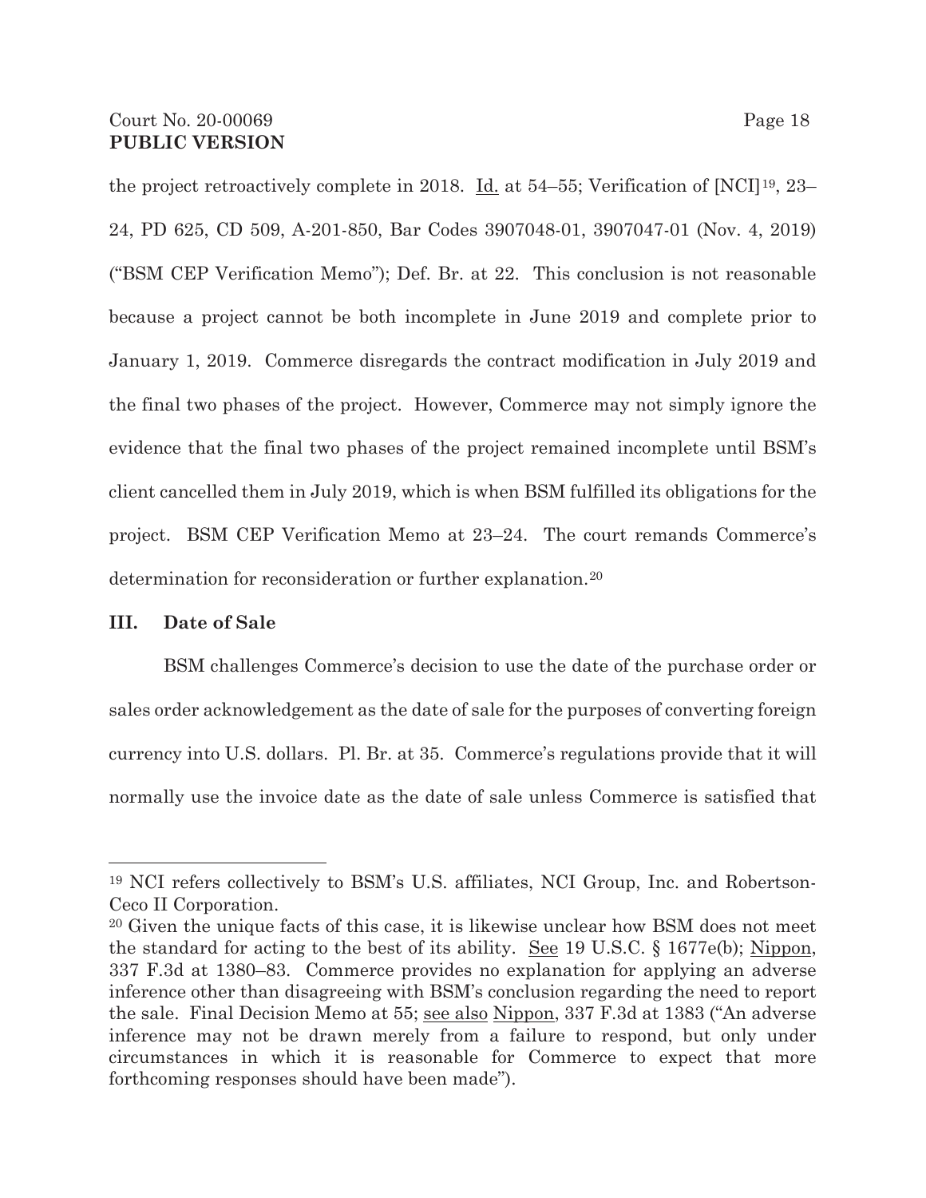the project retroactively complete in 2018. Id. at 54–55; Verification of [NCI][19], 23–24, PD 625, CD 509, A-201-850, Bar Codes 3907048-01, 3907047-01 (Nov. 4, 2019) ("BSM CEP Verification Memo"); Def. Br. at 22. This conclusion is not reasonable because a project cannot be both incomplete in June 2019 and complete prior to January 1, 2019. Commerce disregards the contract modification in July 2019 and the final two phases of the project. However, Commerce may not simply ignore the evidence that the final two phases of the project remained incomplete until BSM's client cancelled them in July 2019, which is when BSM fulfilled its obligations for the project. BSM CEP Verification Memo at 23–24. The court remands Commerce's determination for reconsideration or further explanation.[20]

### III. Date of Sale

BSM challenges Commerce's decision to use the date of the purchase order or sales order acknowledgement as the date of sale for the purposes of converting foreign currency into U.S. dollars. Pl. Br. at 35. Commerce's regulations provide that it will normally use the invoice date as the date of sale unless Commerce is satisfied that

---

[19] NCI refers collectively to BSM's U.S. affiliates, NCI Group, Inc. and Robertson-Ceco II Corporation.

[20] Given the unique facts of this case, it is likewise unclear how BSM does not meet the standard for acting to the best of its ability. See 19 U.S.C. § 1677e(b); Nippon, 337 F.3d at 1380–83. Commerce provides no explanation for applying an adverse inference other than disagreeing with BSM's conclusion regarding the need to report the sale. Final Decision Memo at 55; see also Nippon, 337 F.3d at 1383 ("An adverse inference may not be drawn merely from a failure to respond, but only under circumstances in which it is reasonable for Commerce to expect that more forthcoming responses should have been made").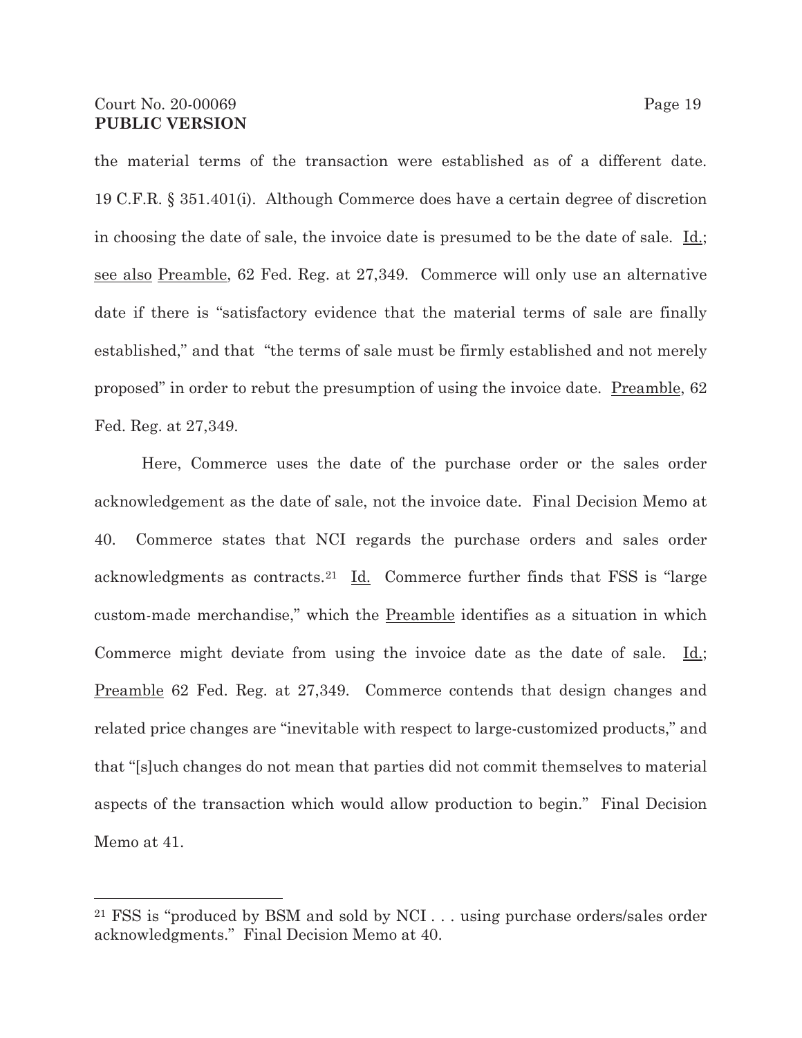the material terms of the transaction were established as of a different date. 19 C.F.R. § 351.401(i). Although Commerce does have a certain degree of discretion in choosing the date of sale, the invoice date is presumed to be the date of sale. Id.; see also Preamble, 62 Fed. Reg. at 27,349. Commerce will only use an alternative date if there is "satisfactory evidence that the material terms of sale are finally established," and that "the terms of sale must be firmly established and not merely proposed" in order to rebut the presumption of using the invoice date. Preamble, 62 Fed. Reg. at 27,349.

Here, Commerce uses the date of the purchase order or the sales order acknowledgement as the date of sale, not the invoice date. Final Decision Memo at 40. Commerce states that NCI regards the purchase orders and sales order acknowledgments as contracts.[21] Id. Commerce further finds that FSS is "large custom-made merchandise," which the Preamble identifies as a situation in which Commerce might deviate from using the invoice date as the date of sale. Id.; Preamble 62 Fed. Reg. at 27,349. Commerce contends that design changes and related price changes are "inevitable with respect to large-customized products," and that "[s]uch changes do not mean that parties did not commit themselves to material aspects of the transaction which would allow production to begin." Final Decision Memo at 41.

[21] FSS is "produced by BSM and sold by NCI . . . using purchase orders/sales order acknowledgments." Final Decision Memo at 40.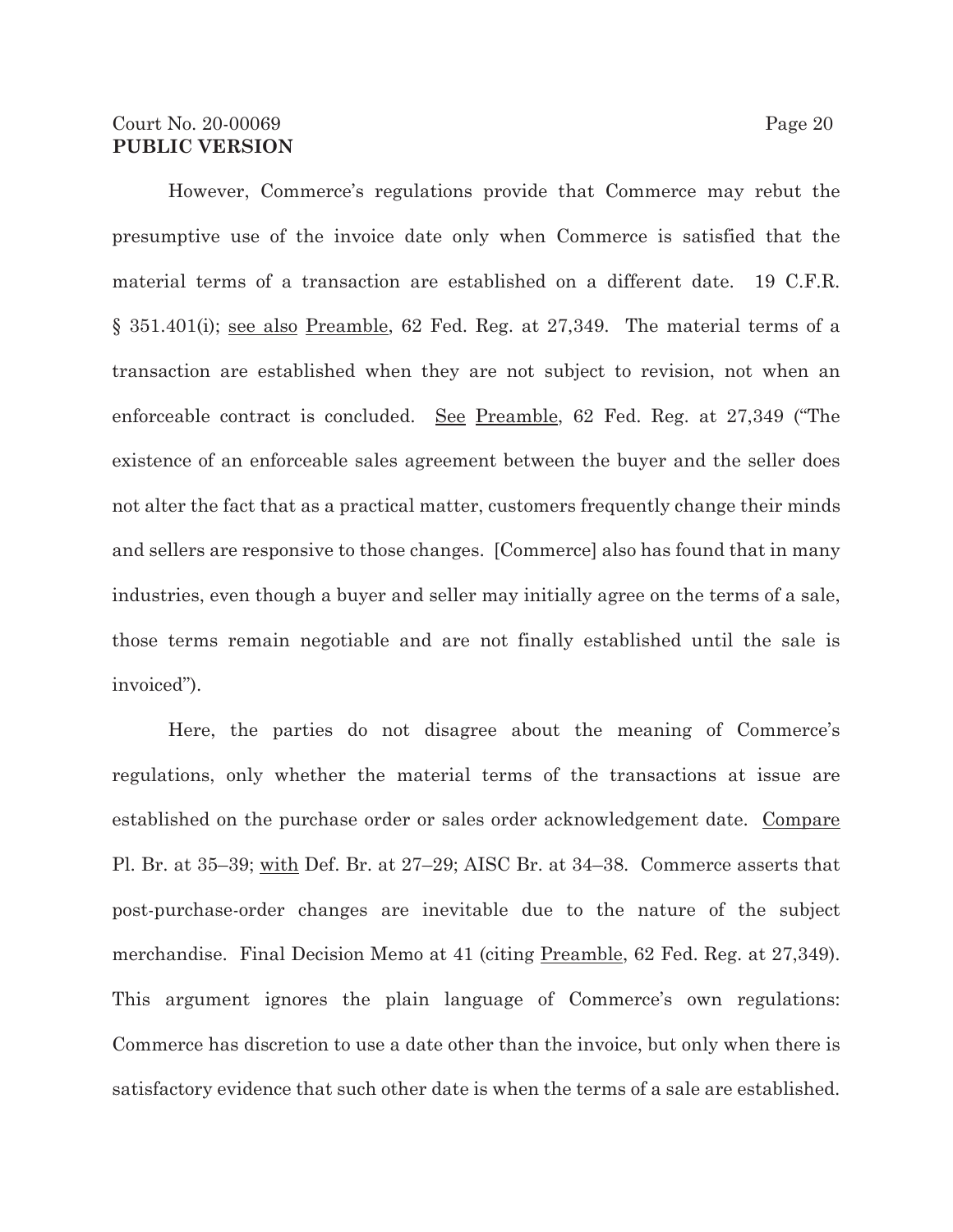However, Commerce's regulations provide that Commerce may rebut the presumptive use of the invoice date only when Commerce is satisfied that the material terms of a transaction are established on a different date. 19 C.F.R. § 351.401(i); see also Preamble, 62 Fed. Reg. at 27,349. The material terms of a transaction are established when they are not subject to revision, not when an enforceable contract is concluded. See Preamble, 62 Fed. Reg. at 27,349 ("The existence of an enforceable sales agreement between the buyer and the seller does not alter the fact that as a practical matter, customers frequently change their minds and sellers are responsive to those changes. [Commerce] also has found that in many industries, even though a buyer and seller may initially agree on the terms of a sale, those terms remain negotiable and are not finally established until the sale is invoiced").

Here, the parties do not disagree about the meaning of Commerce's regulations, only whether the material terms of the transactions at issue are established on the purchase order or sales order acknowledgement date. Compare Pl. Br. at 35–39; with Def. Br. at 27–29; AISC Br. at 34–38. Commerce asserts that post-purchase-order changes are inevitable due to the nature of the subject merchandise. Final Decision Memo at 41 (citing Preamble, 62 Fed. Reg. at 27,349). This argument ignores the plain language of Commerce's own regulations: Commerce has discretion to use a date other than the invoice, but only when there is satisfactory evidence that such other date is when the terms of a sale are established.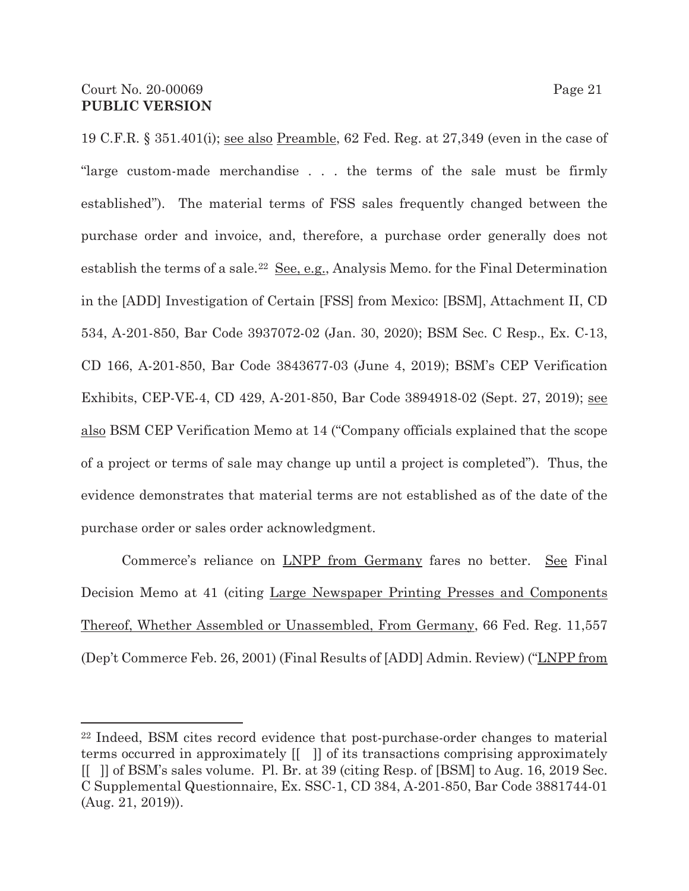19 C.F.R. § 351.401(i); see also Preamble, 62 Fed. Reg. at 27,349 (even in the case of "large custom-made merchandise . . . the terms of the sale must be firmly established"). The material terms of FSS sales frequently changed between the purchase order and invoice, and, therefore, a purchase order generally does not establish the terms of a sale.[22] See, e.g., Analysis Memo. for the Final Determination in the [ADD] Investigation of Certain [FSS] from Mexico: [BSM], Attachment II, CD 534, A-201-850, Bar Code 3937072-02 (Jan. 30, 2020); BSM Sec. C Resp., Ex. C-13, CD 166, A-201-850, Bar Code 3843677-03 (June 4, 2019); BSM's CEP Verification Exhibits, CEP-VE-4, CD 429, A-201-850, Bar Code 3894918-02 (Sept. 27, 2019); see also BSM CEP Verification Memo at 14 ("Company officials explained that the scope of a project or terms of sale may change up until a project is completed"). Thus, the evidence demonstrates that material terms are not established as of the date of the purchase order or sales order acknowledgment.

Commerce's reliance on LNPP from Germany fares no better. See Final Decision Memo at 41 (citing Large Newspaper Printing Presses and Components Thereof, Whether Assembled or Unassembled, From Germany, 66 Fed. Reg. 11,557 (Dep't Commerce Feb. 26, 2001) (Final Results of [ADD] Admin. Review) ("LNPP from

[22] Indeed, BSM cites record evidence that post-purchase-order changes to material terms occurred in approximately [[ ]] of its transactions comprising approximately [[ ]] of BSM's sales volume. Pl. Br. at 39 (citing Resp. of [BSM] to Aug. 16, 2019 Sec. C Supplemental Questionnaire, Ex. SSC-1, CD 384, A-201-850, Bar Code 3881744-01 (Aug. 21, 2019)).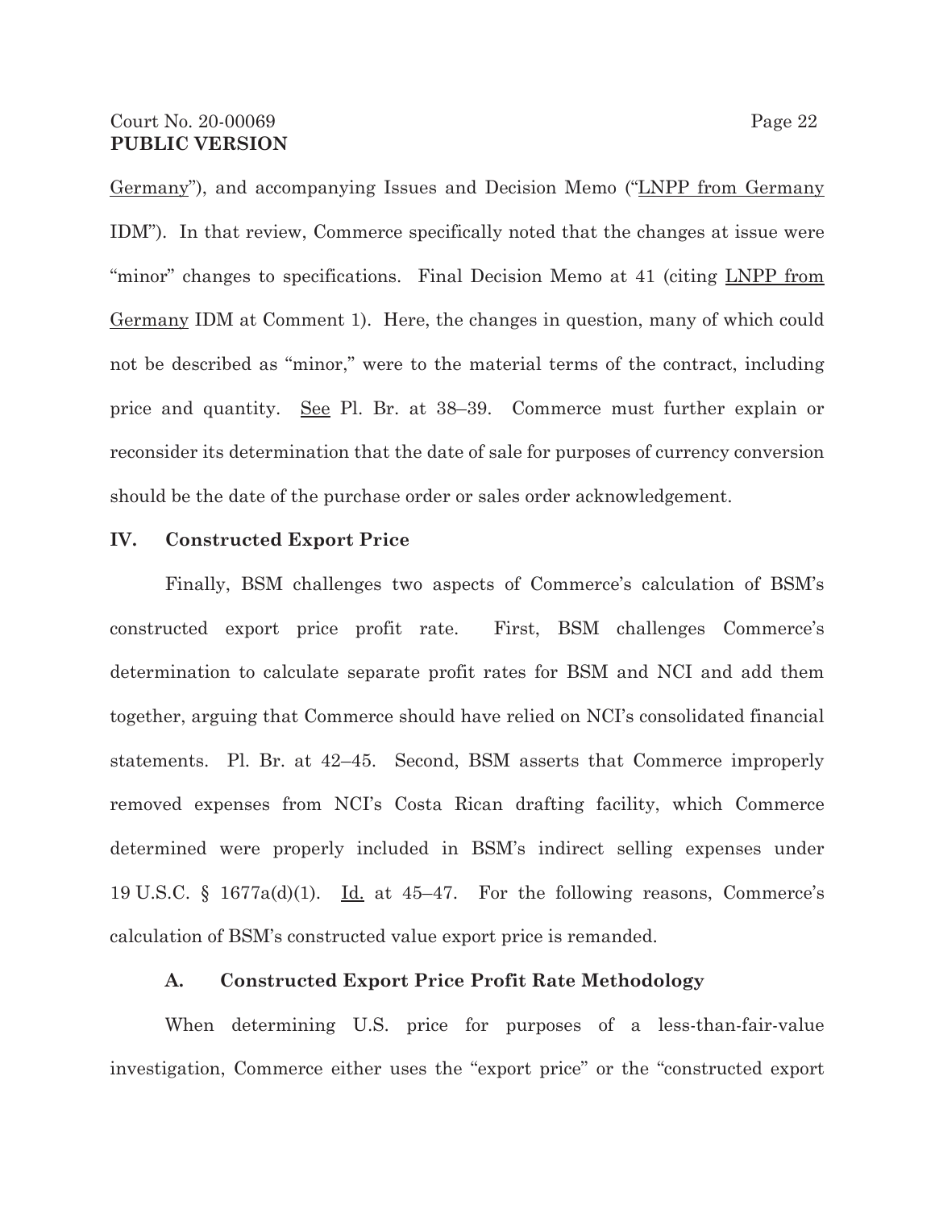Germany"), and accompanying Issues and Decision Memo ("LNPP from Germany IDM"). In that review, Commerce specifically noted that the changes at issue were "minor" changes to specifications. Final Decision Memo at 41 (citing LNPP from Germany IDM at Comment 1). Here, the changes in question, many of which could not be described as "minor," were to the material terms of the contract, including price and quantity. See Pl. Br. at 38–39. Commerce must further explain or reconsider its determination that the date of sale for purposes of currency conversion should be the date of the purchase order or sales order acknowledgement.

## IV. Constructed Export Price

Finally, BSM challenges two aspects of Commerce's calculation of BSM's constructed export price profit rate. First, BSM challenges Commerce's determination to calculate separate profit rates for BSM and NCI and add them together, arguing that Commerce should have relied on NCI's consolidated financial statements. Pl. Br. at 42–45. Second, BSM asserts that Commerce improperly removed expenses from NCI's Costa Rican drafting facility, which Commerce determined were properly included in BSM's indirect selling expenses under 19 U.S.C. § 1677a(d)(1). Id. at 45–47. For the following reasons, Commerce's calculation of BSM's constructed value export price is remanded.

### A. Constructed Export Price Profit Rate Methodology

When determining U.S. price for purposes of a less-than-fair-value investigation, Commerce either uses the "export price" or the "constructed export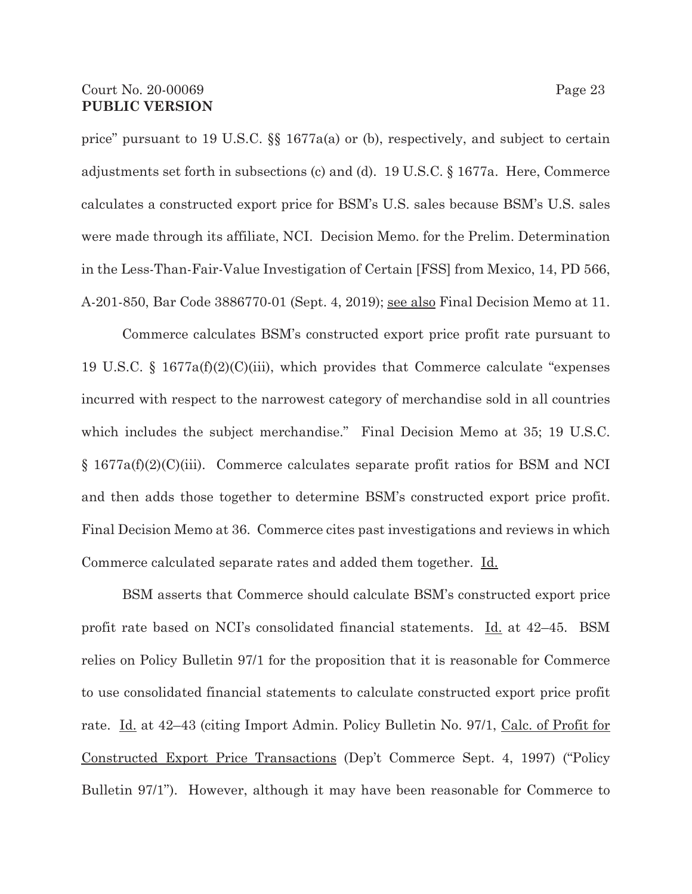price" pursuant to 19 U.S.C. §§ 1677a(a) or (b), respectively, and subject to certain adjustments set forth in subsections (c) and (d). 19 U.S.C. § 1677a. Here, Commerce calculates a constructed export price for BSM's U.S. sales because BSM's U.S. sales were made through its affiliate, NCI. Decision Memo. for the Prelim. Determination in the Less-Than-Fair-Value Investigation of Certain [FSS] from Mexico, 14, PD 566, A-201-850, Bar Code 3886770-01 (Sept. 4, 2019); see also Final Decision Memo at 11.

Commerce calculates BSM's constructed export price profit rate pursuant to 19 U.S.C. § 1677a(f)(2)(C)(iii), which provides that Commerce calculate "expenses incurred with respect to the narrowest category of merchandise sold in all countries which includes the subject merchandise." Final Decision Memo at 35; 19 U.S.C. § 1677a(f)(2)(C)(iii). Commerce calculates separate profit ratios for BSM and NCI and then adds those together to determine BSM's constructed export price profit. Final Decision Memo at 36. Commerce cites past investigations and reviews in which Commerce calculated separate rates and added them together. Id.

BSM asserts that Commerce should calculate BSM's constructed export price profit rate based on NCI's consolidated financial statements. Id. at 42–45. BSM relies on Policy Bulletin 97/1 for the proposition that it is reasonable for Commerce to use consolidated financial statements to calculate constructed export price profit rate. Id. at 42–43 (citing Import Admin. Policy Bulletin No. 97/1, Calc. of Profit for Constructed Export Price Transactions (Dep't Commerce Sept. 4, 1997) ("Policy Bulletin 97/1"). However, although it may have been reasonable for Commerce to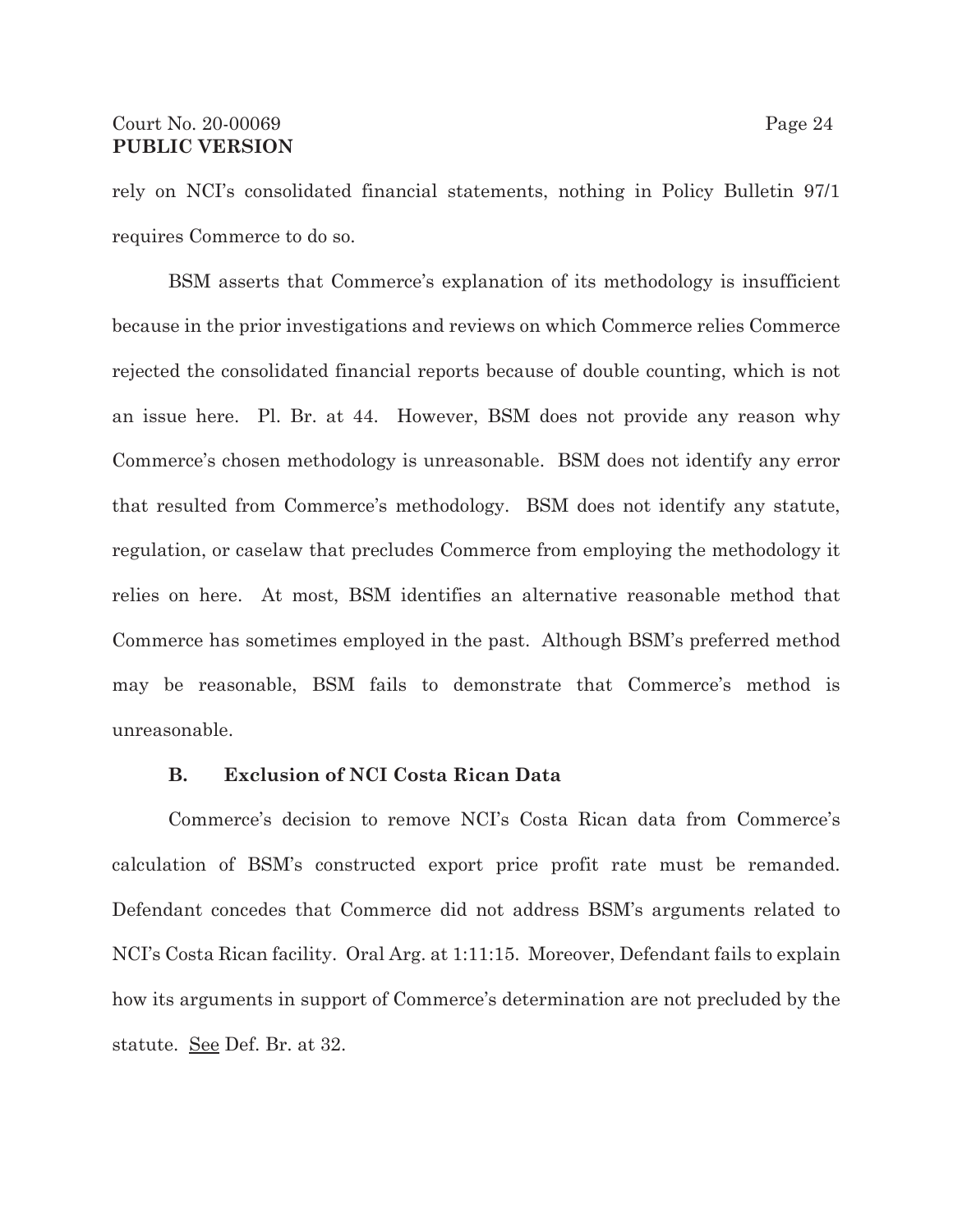rely on NCI's consolidated financial statements, nothing in Policy Bulletin 97/1 requires Commerce to do so.

BSM asserts that Commerce's explanation of its methodology is insufficient because in the prior investigations and reviews on which Commerce relies Commerce rejected the consolidated financial reports because of double counting, which is not an issue here. Pl. Br. at 44. However, BSM does not provide any reason why Commerce's chosen methodology is unreasonable. BSM does not identify any error that resulted from Commerce's methodology. BSM does not identify any statute, regulation, or caselaw that precludes Commerce from employing the methodology it relies on here. At most, BSM identifies an alternative reasonable method that Commerce has sometimes employed in the past. Although BSM's preferred method may be reasonable, BSM fails to demonstrate that Commerce's method is unreasonable.

### B. Exclusion of NCI Costa Rican Data

Commerce's decision to remove NCI's Costa Rican data from Commerce's calculation of BSM's constructed export price profit rate must be remanded. Defendant concedes that Commerce did not address BSM's arguments related to NCI's Costa Rican facility. Oral Arg. at 1:11:15. Moreover, Defendant fails to explain how its arguments in support of Commerce's determination are not precluded by the statute. See Def. Br. at 32.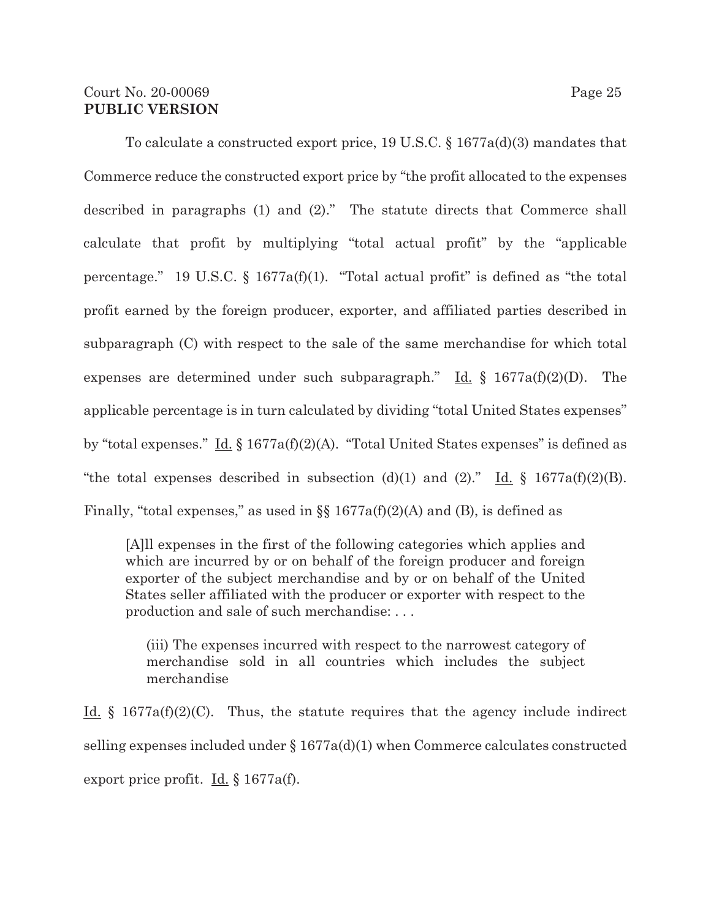To calculate a constructed export price, 19 U.S.C. § 1677a(d)(3) mandates that Commerce reduce the constructed export price by "the profit allocated to the expenses described in paragraphs (1) and (2)." The statute directs that Commerce shall calculate that profit by multiplying "total actual profit" by the "applicable percentage." 19 U.S.C. § 1677a(f)(1). "Total actual profit" is defined as "the total profit earned by the foreign producer, exporter, and affiliated parties described in subparagraph (C) with respect to the sale of the same merchandise for which total expenses are determined under such subparagraph." Id. § 1677a(f)(2)(D). The applicable percentage is in turn calculated by dividing "total United States expenses" by "total expenses." Id. § 1677a(f)(2)(A). "Total United States expenses" is defined as "the total expenses described in subsection (d)(1) and (2)." Id. § 1677a(f)(2)(B). Finally, "total expenses," as used in §§ 1677a(f)(2)(A) and (B), is defined as

> [A]ll expenses in the first of the following categories which applies and which are incurred by or on behalf of the foreign producer and foreign exporter of the subject merchandise and by or on behalf of the United States seller affiliated with the producer or exporter with respect to the production and sale of such merchandise: . . .
>
> > (iii) The expenses incurred with respect to the narrowest category of merchandise sold in all countries which includes the subject merchandise

Id. § 1677a(f)(2)(C). Thus, the statute requires that the agency include indirect selling expenses included under § 1677a(d)(1) when Commerce calculates constructed export price profit. Id. § 1677a(f).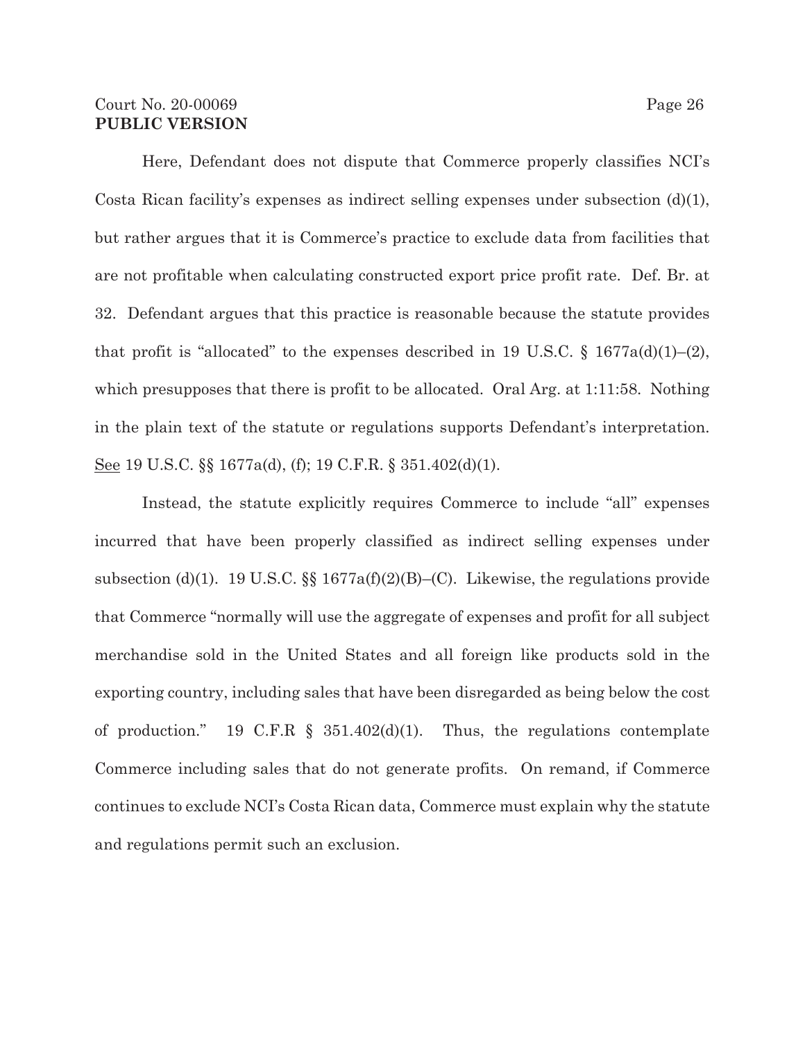Here, Defendant does not dispute that Commerce properly classifies NCI's Costa Rican facility's expenses as indirect selling expenses under subsection (d)(1), but rather argues that it is Commerce's practice to exclude data from facilities that are not profitable when calculating constructed export price profit rate. Def. Br. at 32. Defendant argues that this practice is reasonable because the statute provides that profit is "allocated" to the expenses described in 19 U.S.C. § 1677a(d)(1)–(2), which presupposes that there is profit to be allocated. Oral Arg. at 1:11:58. Nothing in the plain text of the statute or regulations supports Defendant's interpretation. See 19 U.S.C. §§ 1677a(d), (f); 19 C.F.R. § 351.402(d)(1).

Instead, the statute explicitly requires Commerce to include "all" expenses incurred that have been properly classified as indirect selling expenses under subsection (d)(1). 19 U.S.C. §§ 1677a(f)(2)(B)–(C). Likewise, the regulations provide that Commerce "normally will use the aggregate of expenses and profit for all subject merchandise sold in the United States and all foreign like products sold in the exporting country, including sales that have been disregarded as being below the cost of production." 19 C.F.R § 351.402(d)(1). Thus, the regulations contemplate Commerce including sales that do not generate profits. On remand, if Commerce continues to exclude NCI's Costa Rican data, Commerce must explain why the statute and regulations permit such an exclusion.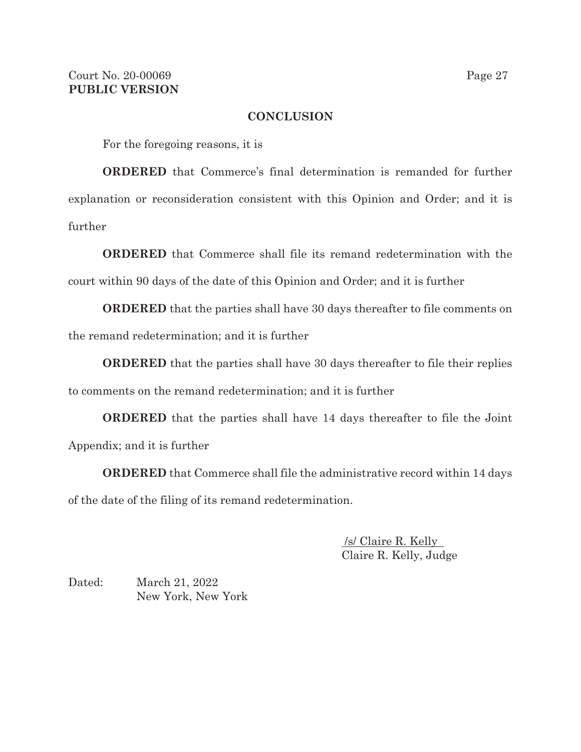## CONCLUSION

For the foregoing reasons, it is

**ORDERED** that Commerce's final determination is remanded for further explanation or reconsideration consistent with this Opinion and Order; and it is further

**ORDERED** that Commerce shall file its remand redetermination with the court within 90 days of the date of this Opinion and Order; and it is further

**ORDERED** that the parties shall have 30 days thereafter to file comments on the remand redetermination; and it is further

**ORDERED** that the parties shall have 30 days thereafter to file their replies to comments on the remand redetermination; and it is further

**ORDERED** that the parties shall have 14 days thereafter to file the Joint Appendix; and it is further

**ORDERED** that Commerce shall file the administrative record within 14 days of the date of the filing of its remand redetermination.

/s/ Claire R. Kelly
Claire R. Kelly, Judge

Dated: March 21, 2022
New York, New York